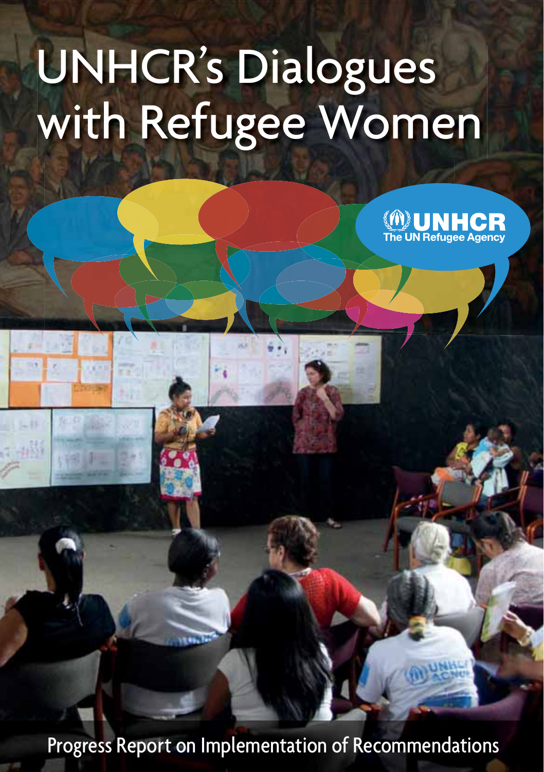# UNHCR's Dialogues with Refugee Women

UNHCR
The UN Refugee Agency

Progress Report on Implementation of Recommendations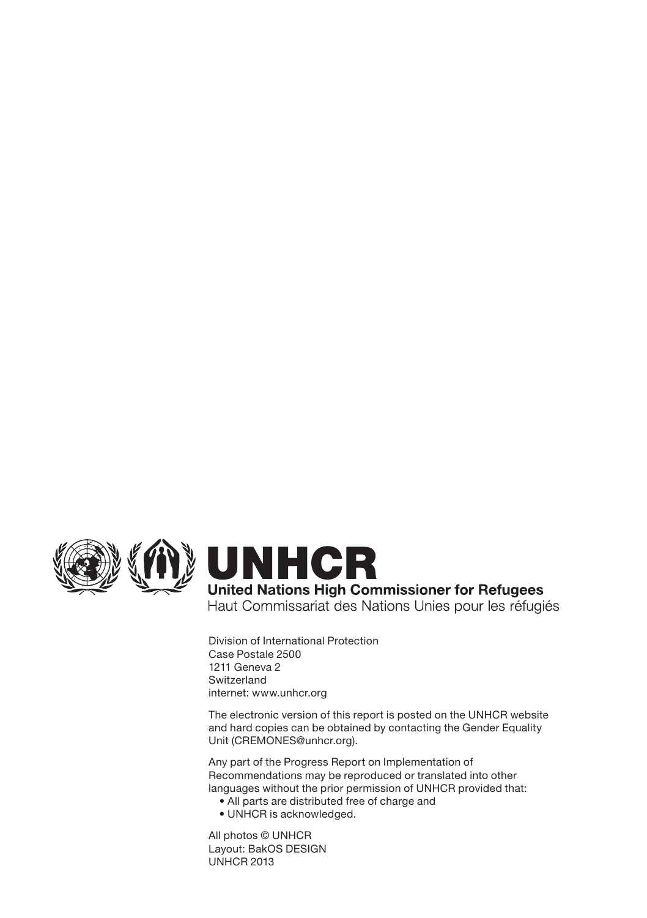**UNHCR**

**United Nations High Commissioner for Refugees**

Haut Commissariat des Nations Unies pour les réfugiés

Division of International Protection
Case Postale 2500
1211 Geneva 2
Switzerland
internet: www.unhcr.org

The electronic version of this report is posted on the UNHCR website and hard copies can be obtained by contacting the Gender Equality Unit (CREMONES@unhcr.org).

Any part of the Progress Report on Implementation of Recommendations may be reproduced or translated into other languages without the prior permission of UNHCR provided that:

- All parts are distributed free of charge and
- UNHCR is acknowledged.

All photos © UNHCR
Layout: BakOS DESIGN
UNHCR 2013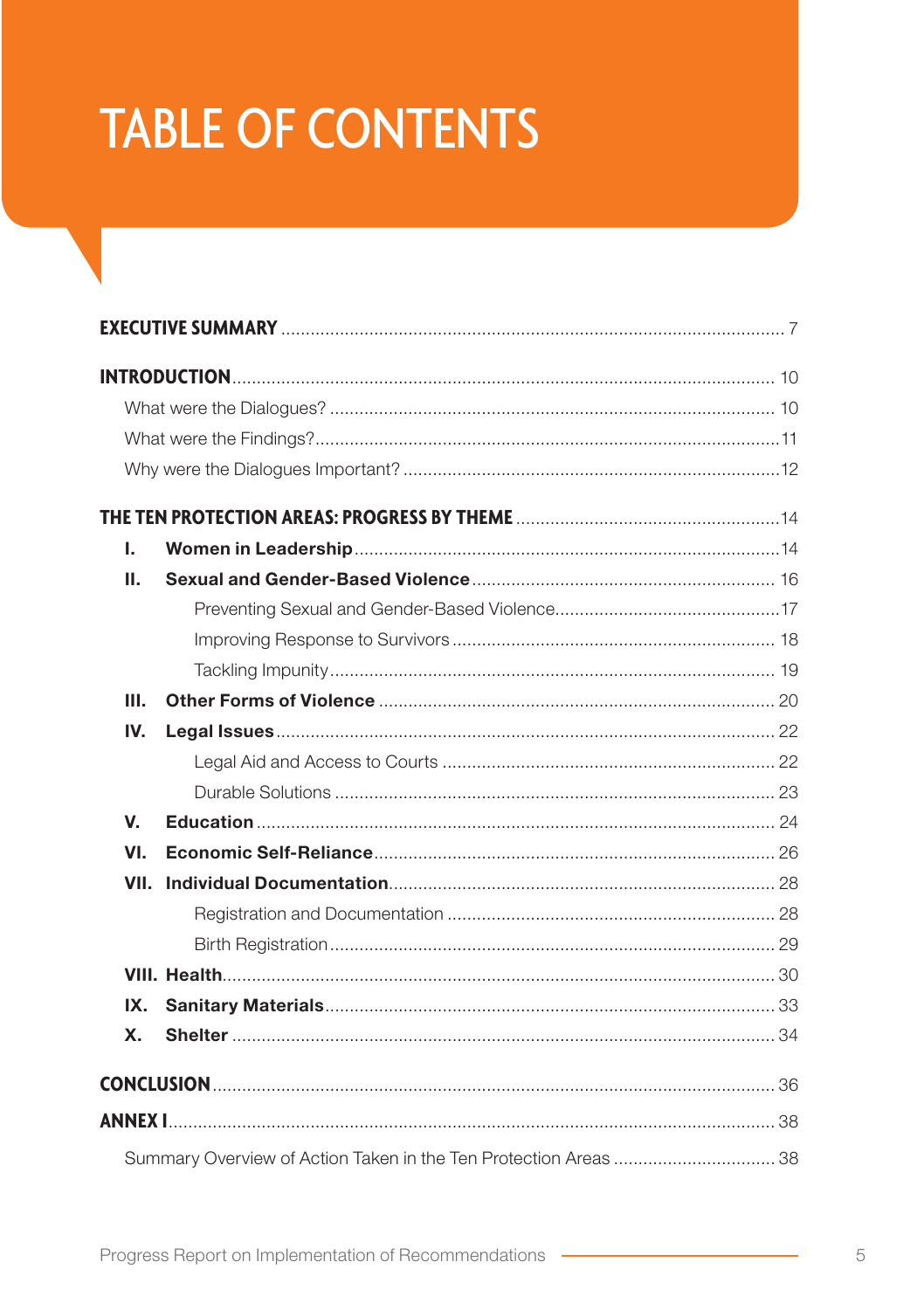# TABLE OF CONTENTS

**EXECUTIVE SUMMARY** ..... 7

**INTRODUCTION** ..... 10

- What were the Dialogues? ..... 10
- What were the Findings? ..... 11
- Why were the Dialogues Important? ..... 12

**THE TEN PROTECTION AREAS: PROGRESS BY THEME** ..... 14

- **I. Women in Leadership** ..... 14
- **II. Sexual and Gender-Based Violence** ..... 16
  - Preventing Sexual and Gender-Based Violence ..... 17
  - Improving Response to Survivors ..... 18
  - Tackling Impunity ..... 19
- **III. Other Forms of Violence** ..... 20
- **IV. Legal Issues** ..... 22
  - Legal Aid and Access to Courts ..... 22
  - Durable Solutions ..... 23
- **V. Education** ..... 24
- **VI. Economic Self-Reliance** ..... 26
- **VII. Individual Documentation** ..... 28
  - Registration and Documentation ..... 28
  - Birth Registration ..... 29
- **VIII. Health** ..... 30
- **IX. Sanitary Materials** ..... 33
- **X. Shelter** ..... 34

**CONCLUSION** ..... 36

**ANNEX I** ..... 38

- Summary Overview of Action Taken in the Ten Protection Areas ..... 38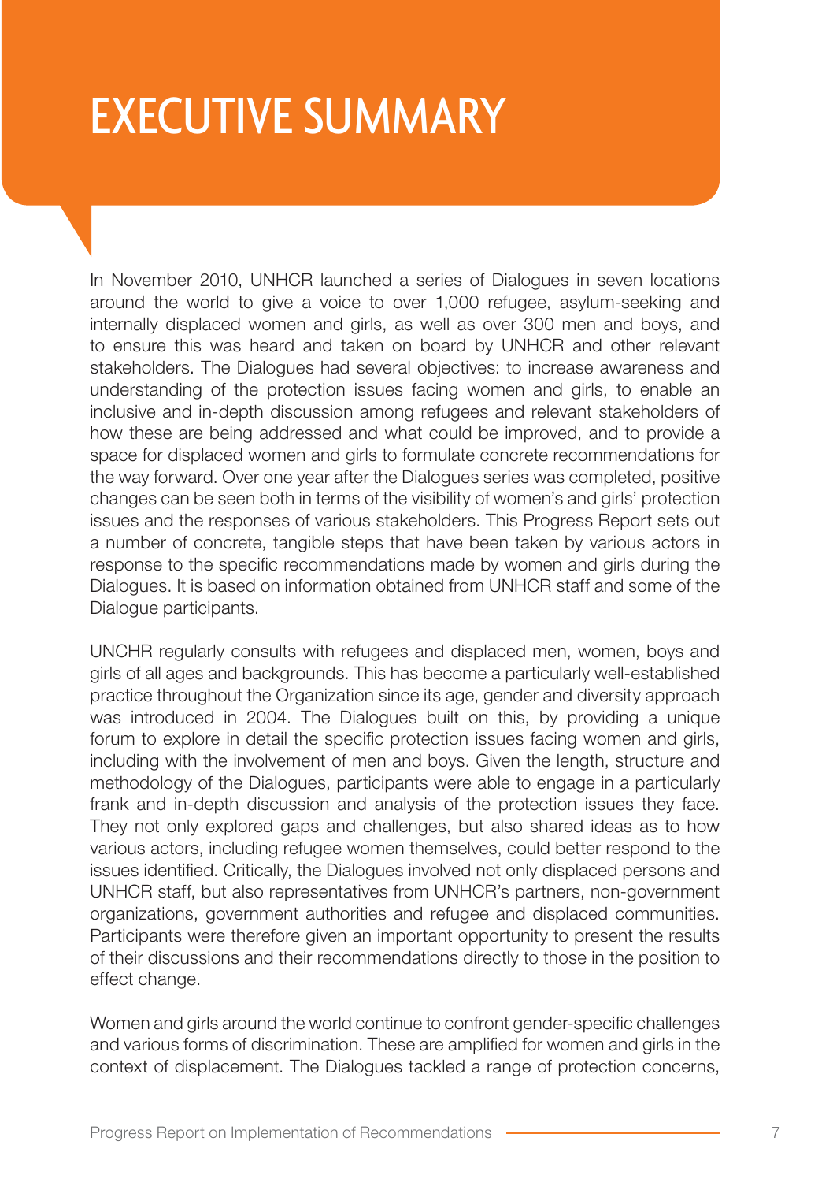# EXECUTIVE SUMMARY

In November 2010, UNHCR launched a series of Dialogues in seven locations around the world to give a voice to over 1,000 refugee, asylum-seeking and internally displaced women and girls, as well as over 300 men and boys, and to ensure this was heard and taken on board by UNHCR and other relevant stakeholders. The Dialogues had several objectives: to increase awareness and understanding of the protection issues facing women and girls, to enable an inclusive and in-depth discussion among refugees and relevant stakeholders of how these are being addressed and what could be improved, and to provide a space for displaced women and girls to formulate concrete recommendations for the way forward. Over one year after the Dialogues series was completed, positive changes can be seen both in terms of the visibility of women's and girls' protection issues and the responses of various stakeholders. This Progress Report sets out a number of concrete, tangible steps that have been taken by various actors in response to the specific recommendations made by women and girls during the Dialogues. It is based on information obtained from UNHCR staff and some of the Dialogue participants.

UNCHR regularly consults with refugees and displaced men, women, boys and girls of all ages and backgrounds. This has become a particularly well-established practice throughout the Organization since its age, gender and diversity approach was introduced in 2004. The Dialogues built on this, by providing a unique forum to explore in detail the specific protection issues facing women and girls, including with the involvement of men and boys. Given the length, structure and methodology of the Dialogues, participants were able to engage in a particularly frank and in-depth discussion and analysis of the protection issues they face. They not only explored gaps and challenges, but also shared ideas as to how various actors, including refugee women themselves, could better respond to the issues identified. Critically, the Dialogues involved not only displaced persons and UNHCR staff, but also representatives from UNHCR's partners, non-government organizations, government authorities and refugee and displaced communities. Participants were therefore given an important opportunity to present the results of their discussions and their recommendations directly to those in the position to effect change.

Women and girls around the world continue to confront gender-specific challenges and various forms of discrimination. These are amplified for women and girls in the context of displacement. The Dialogues tackled a range of protection concerns,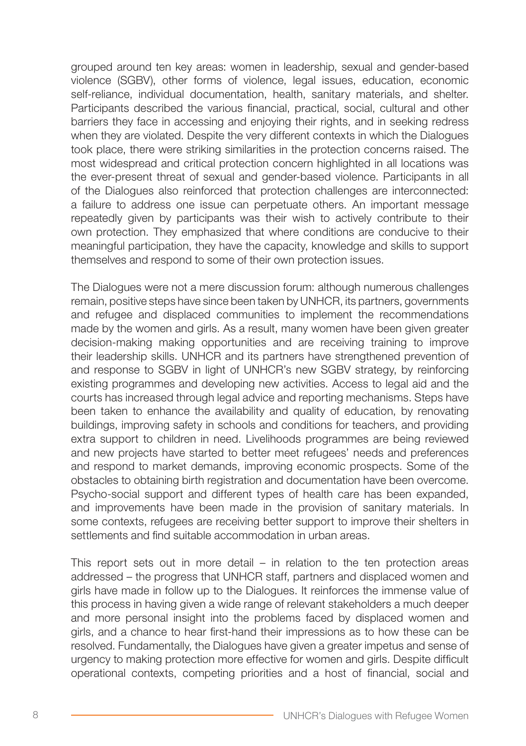grouped around ten key areas: women in leadership, sexual and gender-based violence (SGBV), other forms of violence, legal issues, education, economic self-reliance, individual documentation, health, sanitary materials, and shelter. Participants described the various financial, practical, social, cultural and other barriers they face in accessing and enjoying their rights, and in seeking redress when they are violated. Despite the very different contexts in which the Dialogues took place, there were striking similarities in the protection concerns raised. The most widespread and critical protection concern highlighted in all locations was the ever-present threat of sexual and gender-based violence. Participants in all of the Dialogues also reinforced that protection challenges are interconnected: a failure to address one issue can perpetuate others. An important message repeatedly given by participants was their wish to actively contribute to their own protection. They emphasized that where conditions are conducive to their meaningful participation, they have the capacity, knowledge and skills to support themselves and respond to some of their own protection issues.

The Dialogues were not a mere discussion forum: although numerous challenges remain, positive steps have since been taken by UNHCR, its partners, governments and refugee and displaced communities to implement the recommendations made by the women and girls. As a result, many women have been given greater decision-making making opportunities and are receiving training to improve their leadership skills. UNHCR and its partners have strengthened prevention of and response to SGBV in light of UNHCR's new SGBV strategy, by reinforcing existing programmes and developing new activities. Access to legal aid and the courts has increased through legal advice and reporting mechanisms. Steps have been taken to enhance the availability and quality of education, by renovating buildings, improving safety in schools and conditions for teachers, and providing extra support to children in need. Livelihoods programmes are being reviewed and new projects have started to better meet refugees' needs and preferences and respond to market demands, improving economic prospects. Some of the obstacles to obtaining birth registration and documentation have been overcome. Psycho-social support and different types of health care has been expanded, and improvements have been made in the provision of sanitary materials. In some contexts, refugees are receiving better support to improve their shelters in settlements and find suitable accommodation in urban areas.

This report sets out in more detail – in relation to the ten protection areas addressed – the progress that UNHCR staff, partners and displaced women and girls have made in follow up to the Dialogues. It reinforces the immense value of this process in having given a wide range of relevant stakeholders a much deeper and more personal insight into the problems faced by displaced women and girls, and a chance to hear first-hand their impressions as to how these can be resolved. Fundamentally, the Dialogues have given a greater impetus and sense of urgency to making protection more effective for women and girls. Despite difficult operational contexts, competing priorities and a host of financial, social and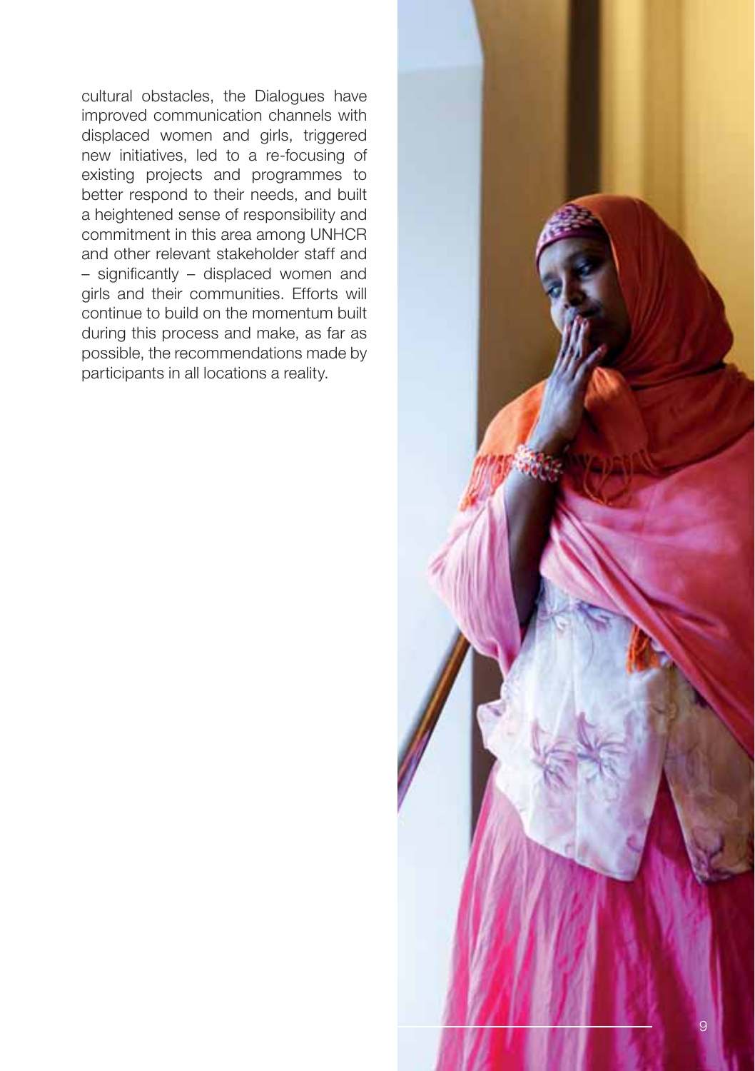cultural obstacles, the Dialogues have improved communication channels with displaced women and girls, triggered new initiatives, led to a re-focusing of existing projects and programmes to better respond to their needs, and built a heightened sense of responsibility and commitment in this area among UNHCR and other relevant stakeholder staff and – significantly – displaced women and girls and their communities. Efforts will continue to build on the momentum built during this process and make, as far as possible, the recommendations made by participants in all locations a reality.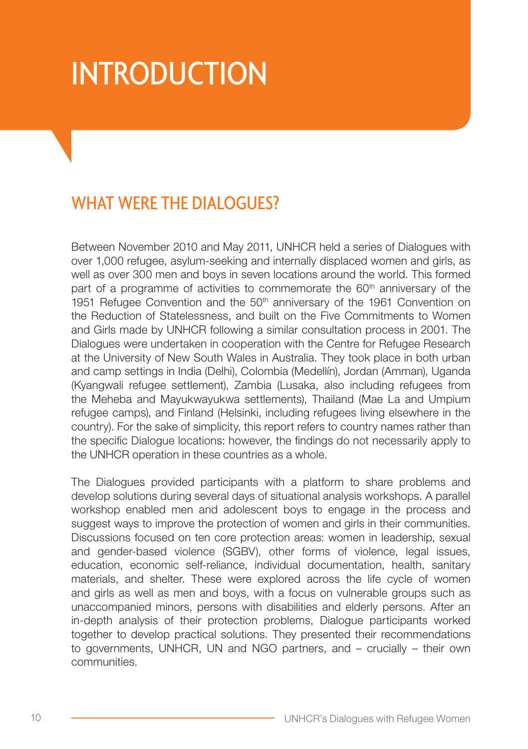# INTRODUCTION

## WHAT WERE THE DIALOGUES?

Between November 2010 and May 2011, UNHCR held a series of Dialogues with over 1,000 refugee, asylum-seeking and internally displaced women and girls, as well as over 300 men and boys in seven locations around the world. This formed part of a programme of activities to commemorate the 60th anniversary of the 1951 Refugee Convention and the 50th anniversary of the 1961 Convention on the Reduction of Statelessness, and built on the Five Commitments to Women and Girls made by UNHCR following a similar consultation process in 2001. The Dialogues were undertaken in cooperation with the Centre for Refugee Research at the University of New South Wales in Australia. They took place in both urban and camp settings in India (Delhi), Colombia (Medellín), Jordan (Amman), Uganda (Kyangwali refugee settlement), Zambia (Lusaka, also including refugees from the Meheba and Mayukwayukwa settlements), Thailand (Mae La and Umpium refugee camps), and Finland (Helsinki, including refugees living elsewhere in the country). For the sake of simplicity, this report refers to country names rather than the specific Dialogue locations: however, the findings do not necessarily apply to the UNHCR operation in these countries as a whole.

The Dialogues provided participants with a platform to share problems and develop solutions during several days of situational analysis workshops. A parallel workshop enabled men and adolescent boys to engage in the process and suggest ways to improve the protection of women and girls in their communities. Discussions focused on ten core protection areas: women in leadership, sexual and gender-based violence (SGBV), other forms of violence, legal issues, education, economic self-reliance, individual documentation, health, sanitary materials, and shelter. These were explored across the life cycle of women and girls as well as men and boys, with a focus on vulnerable groups such as unaccompanied minors, persons with disabilities and elderly persons. After an in-depth analysis of their protection problems, Dialogue participants worked together to develop practical solutions. They presented their recommendations to governments, UNHCR, UN and NGO partners, and – crucially – their own communities.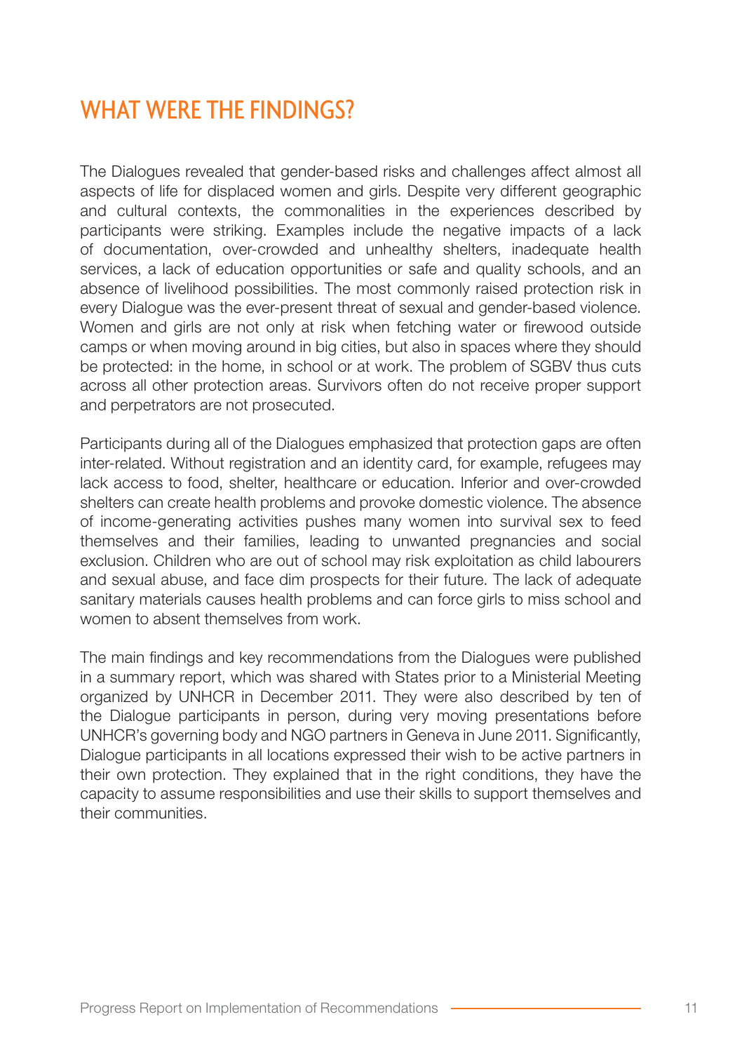# WHAT WERE THE FINDINGS?

The Dialogues revealed that gender-based risks and challenges affect almost all aspects of life for displaced women and girls. Despite very different geographic and cultural contexts, the commonalities in the experiences described by participants were striking. Examples include the negative impacts of a lack of documentation, over-crowded and unhealthy shelters, inadequate health services, a lack of education opportunities or safe and quality schools, and an absence of livelihood possibilities. The most commonly raised protection risk in every Dialogue was the ever-present threat of sexual and gender-based violence. Women and girls are not only at risk when fetching water or firewood outside camps or when moving around in big cities, but also in spaces where they should be protected: in the home, in school or at work. The problem of SGBV thus cuts across all other protection areas. Survivors often do not receive proper support and perpetrators are not prosecuted.

Participants during all of the Dialogues emphasized that protection gaps are often inter-related. Without registration and an identity card, for example, refugees may lack access to food, shelter, healthcare or education. Inferior and over-crowded shelters can create health problems and provoke domestic violence. The absence of income-generating activities pushes many women into survival sex to feed themselves and their families, leading to unwanted pregnancies and social exclusion. Children who are out of school may risk exploitation as child labourers and sexual abuse, and face dim prospects for their future. The lack of adequate sanitary materials causes health problems and can force girls to miss school and women to absent themselves from work.

The main findings and key recommendations from the Dialogues were published in a summary report, which was shared with States prior to a Ministerial Meeting organized by UNHCR in December 2011. They were also described by ten of the Dialogue participants in person, during very moving presentations before UNHCR's governing body and NGO partners in Geneva in June 2011. Significantly, Dialogue participants in all locations expressed their wish to be active partners in their own protection. They explained that in the right conditions, they have the capacity to assume responsibilities and use their skills to support themselves and their communities.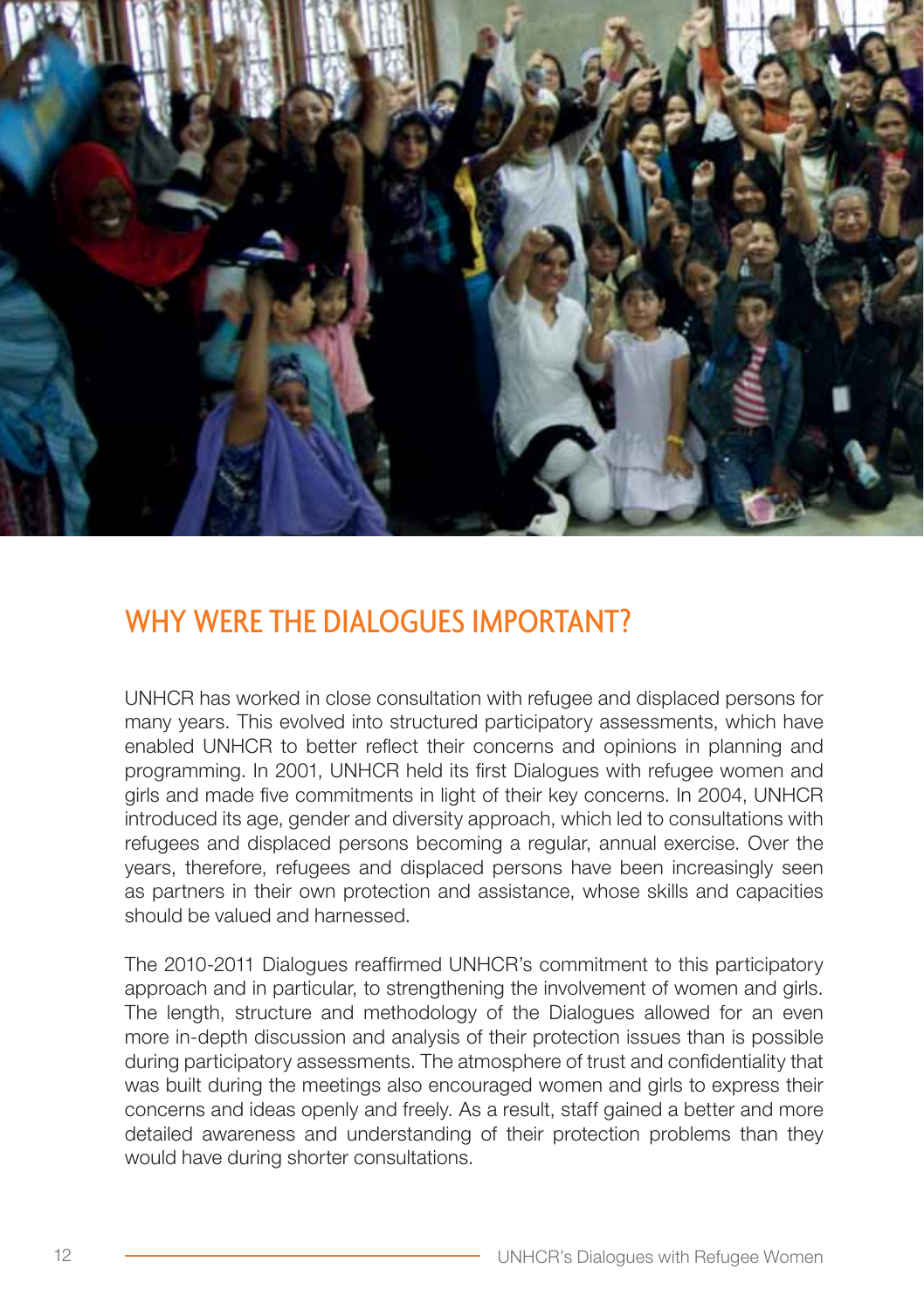## WHY WERE THE DIALOGUES IMPORTANT?

UNHCR has worked in close consultation with refugee and displaced persons for many years. This evolved into structured participatory assessments, which have enabled UNHCR to better reflect their concerns and opinions in planning and programming. In 2001, UNHCR held its first Dialogues with refugee women and girls and made five commitments in light of their key concerns. In 2004, UNHCR introduced its age, gender and diversity approach, which led to consultations with refugees and displaced persons becoming a regular, annual exercise. Over the years, therefore, refugees and displaced persons have been increasingly seen as partners in their own protection and assistance, whose skills and capacities should be valued and harnessed.

The 2010-2011 Dialogues reaffirmed UNHCR's commitment to this participatory approach and in particular, to strengthening the involvement of women and girls. The length, structure and methodology of the Dialogues allowed for an even more in-depth discussion and analysis of their protection issues than is possible during participatory assessments. The atmosphere of trust and confidentiality that was built during the meetings also encouraged women and girls to express their concerns and ideas openly and freely. As a result, staff gained a better and more detailed awareness and understanding of their protection problems than they would have during shorter consultations.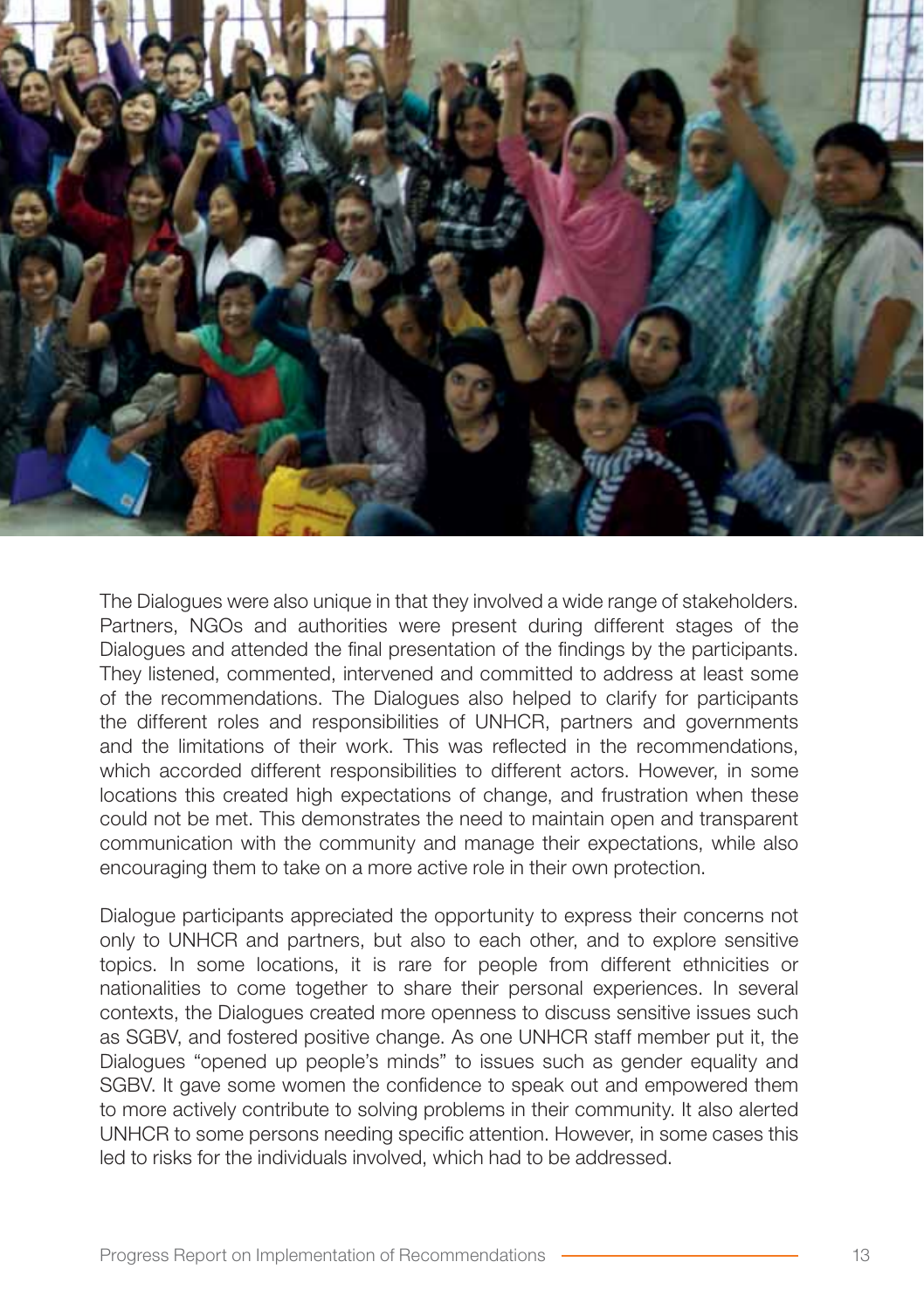The Dialogues were also unique in that they involved a wide range of stakeholders. Partners, NGOs and authorities were present during different stages of the Dialogues and attended the final presentation of the findings by the participants. They listened, commented, intervened and committed to address at least some of the recommendations. The Dialogues also helped to clarify for participants the different roles and responsibilities of UNHCR, partners and governments and the limitations of their work. This was reflected in the recommendations, which accorded different responsibilities to different actors. However, in some locations this created high expectations of change, and frustration when these could not be met. This demonstrates the need to maintain open and transparent communication with the community and manage their expectations, while also encouraging them to take on a more active role in their own protection.

Dialogue participants appreciated the opportunity to express their concerns not only to UNHCR and partners, but also to each other, and to explore sensitive topics. In some locations, it is rare for people from different ethnicities or nationalities to come together to share their personal experiences. In several contexts, the Dialogues created more openness to discuss sensitive issues such as SGBV, and fostered positive change. As one UNHCR staff member put it, the Dialogues "opened up people's minds" to issues such as gender equality and SGBV. It gave some women the confidence to speak out and empowered them to more actively contribute to solving problems in their community. It also alerted UNHCR to some persons needing specific attention. However, in some cases this led to risks for the individuals involved, which had to be addressed.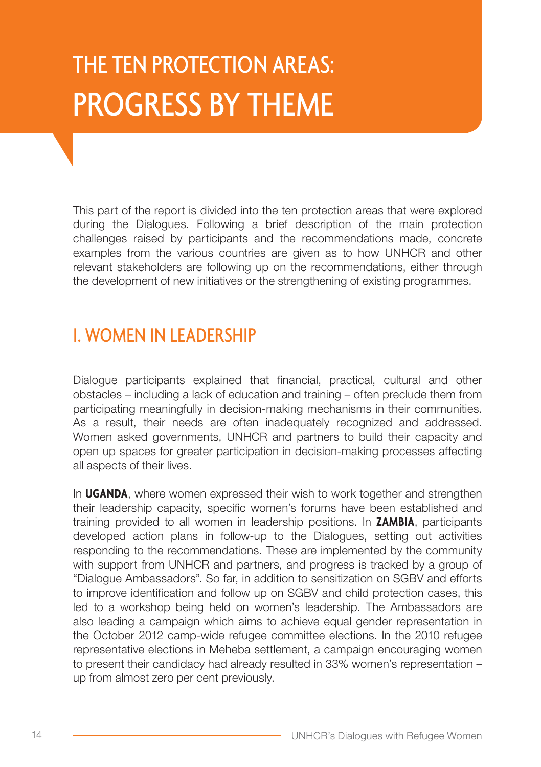# THE TEN PROTECTION AREAS: PROGRESS BY THEME

This part of the report is divided into the ten protection areas that were explored during the Dialogues. Following a brief description of the main protection challenges raised by participants and the recommendations made, concrete examples from the various countries are given as to how UNHCR and other relevant stakeholders are following up on the recommendations, either through the development of new initiatives or the strengthening of existing programmes.

## I. WOMEN IN LEADERSHIP

Dialogue participants explained that financial, practical, cultural and other obstacles – including a lack of education and training – often preclude them from participating meaningfully in decision-making mechanisms in their communities. As a result, their needs are often inadequately recognized and addressed. Women asked governments, UNHCR and partners to build their capacity and open up spaces for greater participation in decision-making processes affecting all aspects of their lives.

In **UGANDA**, where women expressed their wish to work together and strengthen their leadership capacity, specific women's forums have been established and training provided to all women in leadership positions. In **ZAMBIA**, participants developed action plans in follow-up to the Dialogues, setting out activities responding to the recommendations. These are implemented by the community with support from UNHCR and partners, and progress is tracked by a group of "Dialogue Ambassadors". So far, in addition to sensitization on SGBV and efforts to improve identification and follow up on SGBV and child protection cases, this led to a workshop being held on women's leadership. The Ambassadors are also leading a campaign which aims to achieve equal gender representation in the October 2012 camp-wide refugee committee elections. In the 2010 refugee representative elections in Meheba settlement, a campaign encouraging women to present their candidacy had already resulted in 33% women's representation – up from almost zero per cent previously.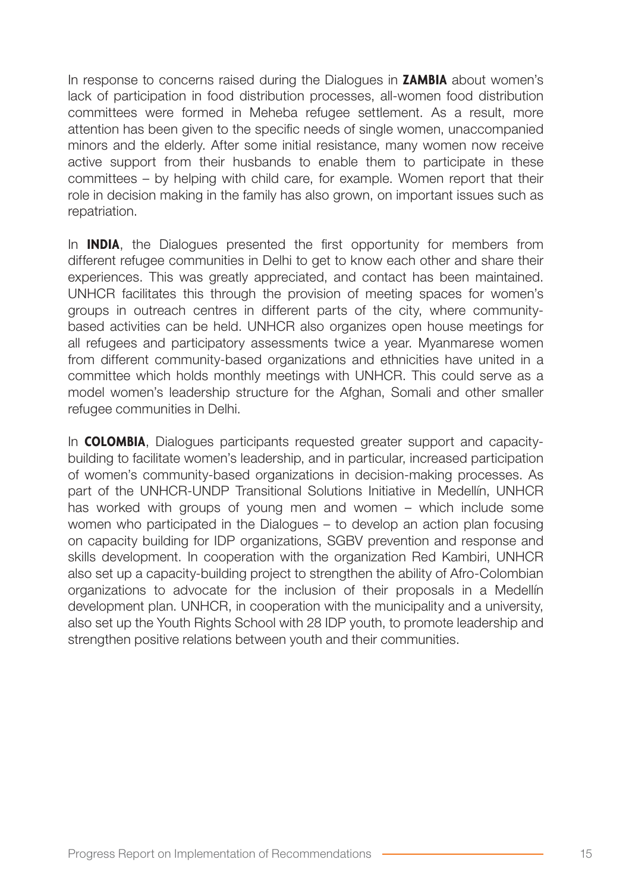In response to concerns raised during the Dialogues in **ZAMBIA** about women's lack of participation in food distribution processes, all-women food distribution committees were formed in Meheba refugee settlement. As a result, more attention has been given to the specific needs of single women, unaccompanied minors and the elderly. After some initial resistance, many women now receive active support from their husbands to enable them to participate in these committees – by helping with child care, for example. Women report that their role in decision making in the family has also grown, on important issues such as repatriation.

In **INDIA**, the Dialogues presented the first opportunity for members from different refugee communities in Delhi to get to know each other and share their experiences. This was greatly appreciated, and contact has been maintained. UNHCR facilitates this through the provision of meeting spaces for women's groups in outreach centres in different parts of the city, where community-based activities can be held. UNHCR also organizes open house meetings for all refugees and participatory assessments twice a year. Myanmarese women from different community-based organizations and ethnicities have united in a committee which holds monthly meetings with UNHCR. This could serve as a model women's leadership structure for the Afghan, Somali and other smaller refugee communities in Delhi.

In **COLOMBIA**, Dialogues participants requested greater support and capacity-building to facilitate women's leadership, and in particular, increased participation of women's community-based organizations in decision-making processes. As part of the UNHCR-UNDP Transitional Solutions Initiative in Medellín, UNHCR has worked with groups of young men and women – which include some women who participated in the Dialogues – to develop an action plan focusing on capacity building for IDP organizations, SGBV prevention and response and skills development. In cooperation with the organization Red Kambiri, UNHCR also set up a capacity-building project to strengthen the ability of Afro-Colombian organizations to advocate for the inclusion of their proposals in a Medellín development plan. UNHCR, in cooperation with the municipality and a university, also set up the Youth Rights School with 28 IDP youth, to promote leadership and strengthen positive relations between youth and their communities.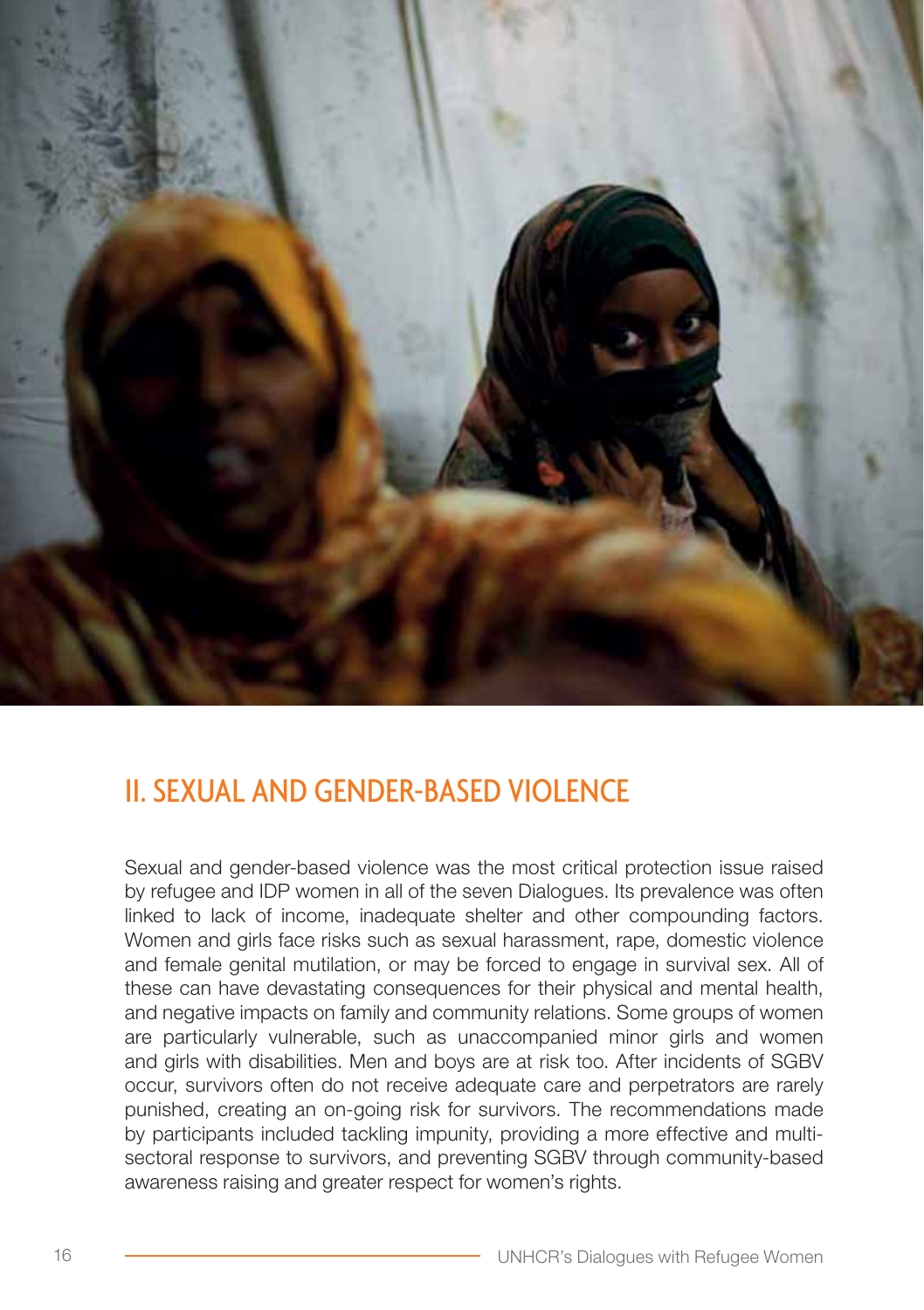## II. SEXUAL AND GENDER-BASED VIOLENCE

Sexual and gender-based violence was the most critical protection issue raised by refugee and IDP women in all of the seven Dialogues. Its prevalence was often linked to lack of income, inadequate shelter and other compounding factors. Women and girls face risks such as sexual harassment, rape, domestic violence and female genital mutilation, or may be forced to engage in survival sex. All of these can have devastating consequences for their physical and mental health, and negative impacts on family and community relations. Some groups of women are particularly vulnerable, such as unaccompanied minor girls and women and girls with disabilities. Men and boys are at risk too. After incidents of SGBV occur, survivors often do not receive adequate care and perpetrators are rarely punished, creating an on-going risk for survivors. The recommendations made by participants included tackling impunity, providing a more effective and multi-sectoral response to survivors, and preventing SGBV through community-based awareness raising and greater respect for women's rights.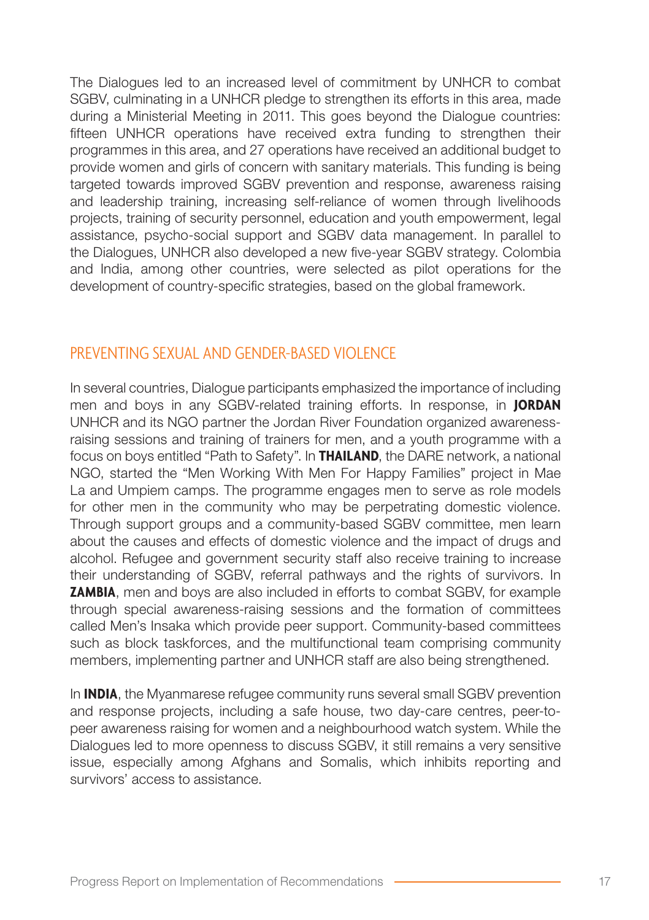The Dialogues led to an increased level of commitment by UNHCR to combat SGBV, culminating in a UNHCR pledge to strengthen its efforts in this area, made during a Ministerial Meeting in 2011. This goes beyond the Dialogue countries: fifteen UNHCR operations have received extra funding to strengthen their programmes in this area, and 27 operations have received an additional budget to provide women and girls of concern with sanitary materials. This funding is being targeted towards improved SGBV prevention and response, awareness raising and leadership training, increasing self-reliance of women through livelihoods projects, training of security personnel, education and youth empowerment, legal assistance, psycho-social support and SGBV data management. In parallel to the Dialogues, UNHCR also developed a new five-year SGBV strategy. Colombia and India, among other countries, were selected as pilot operations for the development of country-specific strategies, based on the global framework.

## PREVENTING SEXUAL AND GENDER-BASED VIOLENCE

In several countries, Dialogue participants emphasized the importance of including men and boys in any SGBV-related training efforts. In response, in **JORDAN** UNHCR and its NGO partner the Jordan River Foundation organized awareness-raising sessions and training of trainers for men, and a youth programme with a focus on boys entitled "Path to Safety". In **THAILAND**, the DARE network, a national NGO, started the "Men Working With Men For Happy Families" project in Mae La and Umpiem camps. The programme engages men to serve as role models for other men in the community who may be perpetrating domestic violence. Through support groups and a community-based SGBV committee, men learn about the causes and effects of domestic violence and the impact of drugs and alcohol. Refugee and government security staff also receive training to increase their understanding of SGBV, referral pathways and the rights of survivors. In **ZAMBIA**, men and boys are also included in efforts to combat SGBV, for example through special awareness-raising sessions and the formation of committees called Men's Insaka which provide peer support. Community-based committees such as block taskforces, and the multifunctional team comprising community members, implementing partner and UNHCR staff are also being strengthened.

In **INDIA**, the Myanmarese refugee community runs several small SGBV prevention and response projects, including a safe house, two day-care centres, peer-to-peer awareness raising for women and a neighbourhood watch system. While the Dialogues led to more openness to discuss SGBV, it still remains a very sensitive issue, especially among Afghans and Somalis, which inhibits reporting and survivors' access to assistance.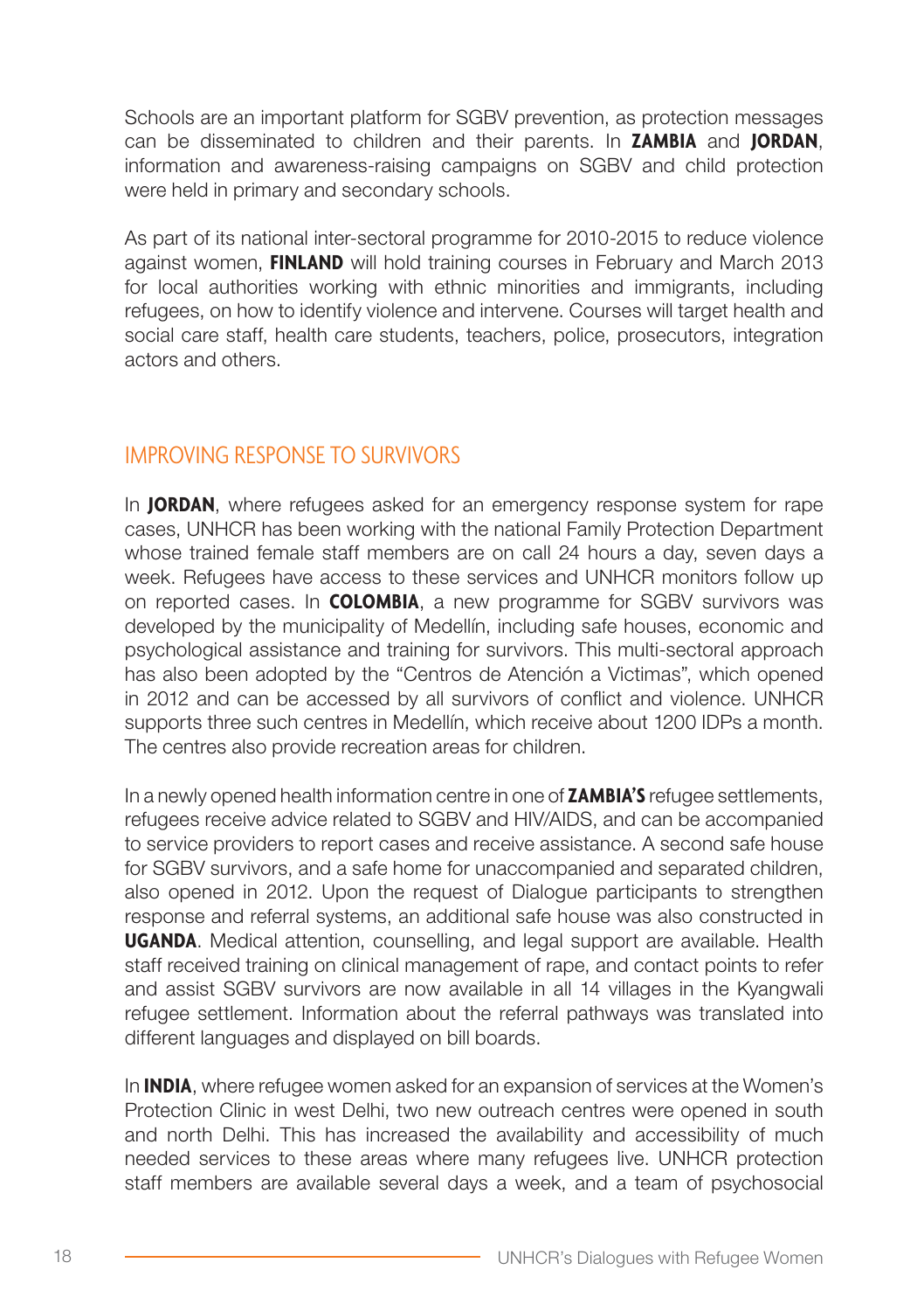Schools are an important platform for SGBV prevention, as protection messages can be disseminated to children and their parents. In **ZAMBIA** and **JORDAN**, information and awareness-raising campaigns on SGBV and child protection were held in primary and secondary schools.

As part of its national inter-sectoral programme for 2010-2015 to reduce violence against women, **FINLAND** will hold training courses in February and March 2013 for local authorities working with ethnic minorities and immigrants, including refugees, on how to identify violence and intervene. Courses will target health and social care staff, health care students, teachers, police, prosecutors, integration actors and others.

## IMPROVING RESPONSE TO SURVIVORS

In **JORDAN**, where refugees asked for an emergency response system for rape cases, UNHCR has been working with the national Family Protection Department whose trained female staff members are on call 24 hours a day, seven days a week. Refugees have access to these services and UNHCR monitors follow up on reported cases. In **COLOMBIA**, a new programme for SGBV survivors was developed by the municipality of Medellín, including safe houses, economic and psychological assistance and training for survivors. This multi-sectoral approach has also been adopted by the "Centros de Atención a Victimas", which opened in 2012 and can be accessed by all survivors of conflict and violence. UNHCR supports three such centres in Medellín, which receive about 1200 IDPs a month. The centres also provide recreation areas for children.

In a newly opened health information centre in one of **ZAMBIA'S** refugee settlements, refugees receive advice related to SGBV and HIV/AIDS, and can be accompanied to service providers to report cases and receive assistance. A second safe house for SGBV survivors, and a safe home for unaccompanied and separated children, also opened in 2012. Upon the request of Dialogue participants to strengthen response and referral systems, an additional safe house was also constructed in **UGANDA**. Medical attention, counselling, and legal support are available. Health staff received training on clinical management of rape, and contact points to refer and assist SGBV survivors are now available in all 14 villages in the Kyangwali refugee settlement. Information about the referral pathways was translated into different languages and displayed on bill boards.

In **INDIA**, where refugee women asked for an expansion of services at the Women's Protection Clinic in west Delhi, two new outreach centres were opened in south and north Delhi. This has increased the availability and accessibility of much needed services to these areas where many refugees live. UNHCR protection staff members are available several days a week, and a team of psychosocial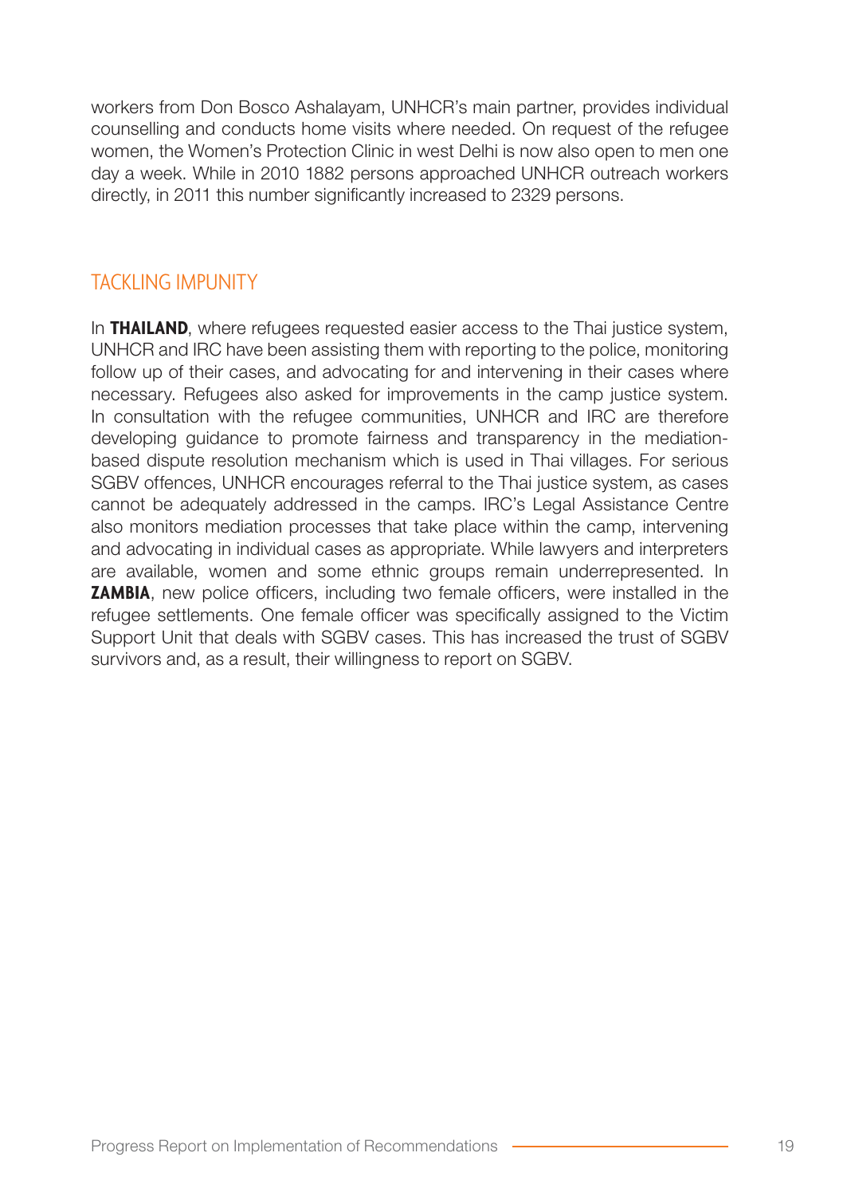workers from Don Bosco Ashalayam, UNHCR's main partner, provides individual counselling and conducts home visits where needed. On request of the refugee women, the Women's Protection Clinic in west Delhi is now also open to men one day a week. While in 2010 1882 persons approached UNHCR outreach workers directly, in 2011 this number significantly increased to 2329 persons.

## TACKLING IMPUNITY

In **THAILAND**, where refugees requested easier access to the Thai justice system, UNHCR and IRC have been assisting them with reporting to the police, monitoring follow up of their cases, and advocating for and intervening in their cases where necessary. Refugees also asked for improvements in the camp justice system. In consultation with the refugee communities, UNHCR and IRC are therefore developing guidance to promote fairness and transparency in the mediation-based dispute resolution mechanism which is used in Thai villages. For serious SGBV offences, UNHCR encourages referral to the Thai justice system, as cases cannot be adequately addressed in the camps. IRC's Legal Assistance Centre also monitors mediation processes that take place within the camp, intervening and advocating in individual cases as appropriate. While lawyers and interpreters are available, women and some ethnic groups remain underrepresented. In **ZAMBIA**, new police officers, including two female officers, were installed in the refugee settlements. One female officer was specifically assigned to the Victim Support Unit that deals with SGBV cases. This has increased the trust of SGBV survivors and, as a result, their willingness to report on SGBV.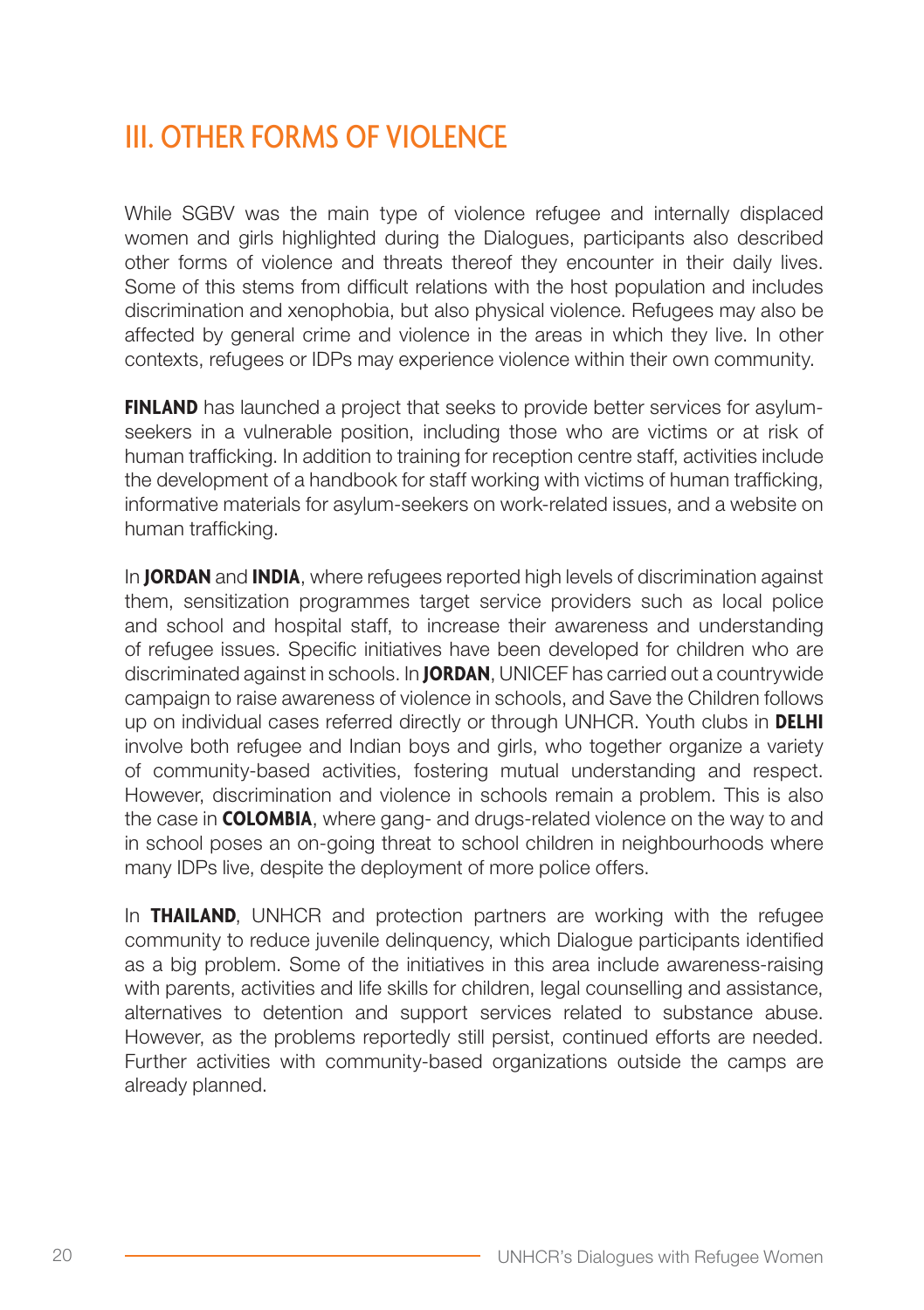## III. OTHER FORMS OF VIOLENCE

While SGBV was the main type of violence refugee and internally displaced women and girls highlighted during the Dialogues, participants also described other forms of violence and threats thereof they encounter in their daily lives. Some of this stems from difficult relations with the host population and includes discrimination and xenophobia, but also physical violence. Refugees may also be affected by general crime and violence in the areas in which they live. In other contexts, refugees or IDPs may experience violence within their own community.

**FINLAND** has launched a project that seeks to provide better services for asylum-seekers in a vulnerable position, including those who are victims or at risk of human trafficking. In addition to training for reception centre staff, activities include the development of a handbook for staff working with victims of human trafficking, informative materials for asylum-seekers on work-related issues, and a website on human trafficking.

In **JORDAN** and **INDIA**, where refugees reported high levels of discrimination against them, sensitization programmes target service providers such as local police and school and hospital staff, to increase their awareness and understanding of refugee issues. Specific initiatives have been developed for children who are discriminated against in schools. In **JORDAN**, UNICEF has carried out a countrywide campaign to raise awareness of violence in schools, and Save the Children follows up on individual cases referred directly or through UNHCR. Youth clubs in **DELHI** involve both refugee and Indian boys and girls, who together organize a variety of community-based activities, fostering mutual understanding and respect. However, discrimination and violence in schools remain a problem. This is also the case in **COLOMBIA**, where gang- and drugs-related violence on the way to and in school poses an on-going threat to school children in neighbourhoods where many IDPs live, despite the deployment of more police offers.

In **THAILAND**, UNHCR and protection partners are working with the refugee community to reduce juvenile delinquency, which Dialogue participants identified as a big problem. Some of the initiatives in this area include awareness-raising with parents, activities and life skills for children, legal counselling and assistance, alternatives to detention and support services related to substance abuse. However, as the problems reportedly still persist, continued efforts are needed. Further activities with community-based organizations outside the camps are already planned.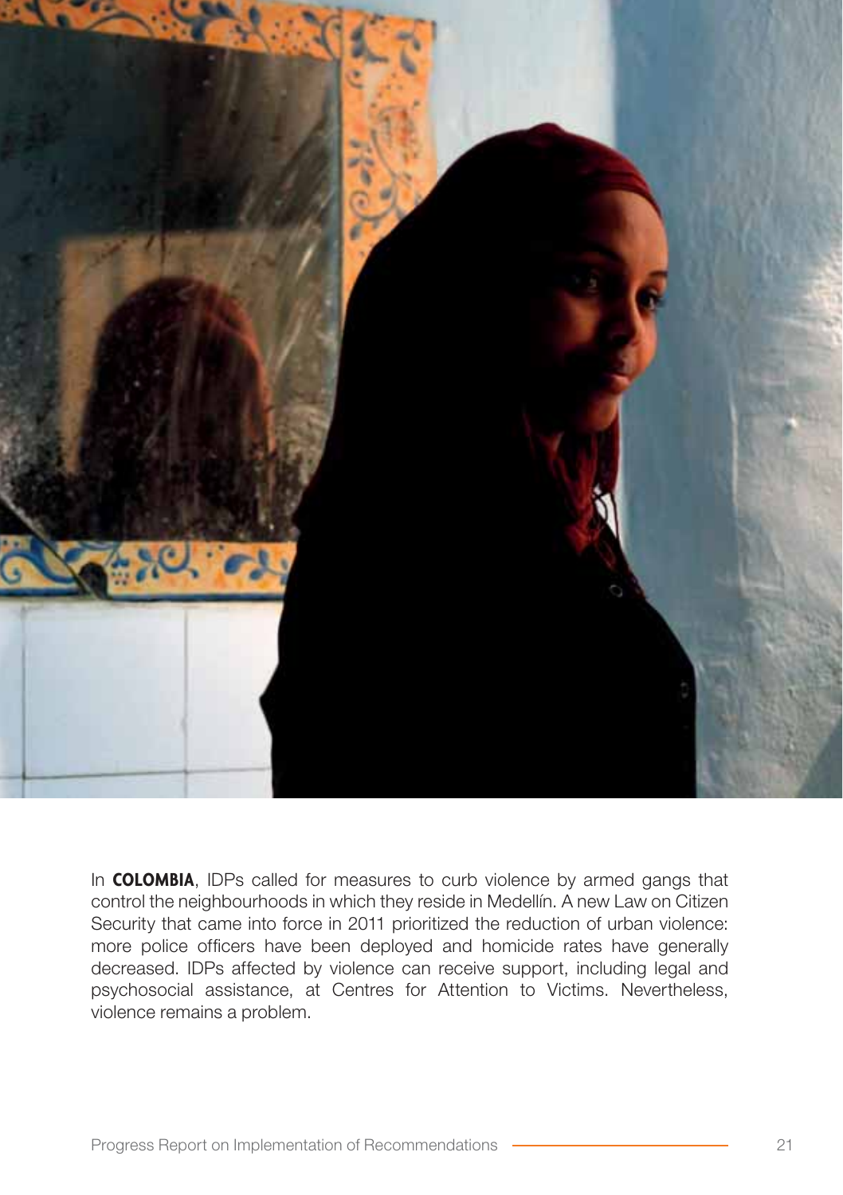In **COLOMBIA**, IDPs called for measures to curb violence by armed gangs that control the neighbourhoods in which they reside in Medellín. A new Law on Citizen Security that came into force in 2011 prioritized the reduction of urban violence: more police officers have been deployed and homicide rates have generally decreased. IDPs affected by violence can receive support, including legal and psychosocial assistance, at Centres for Attention to Victims. Nevertheless, violence remains a problem.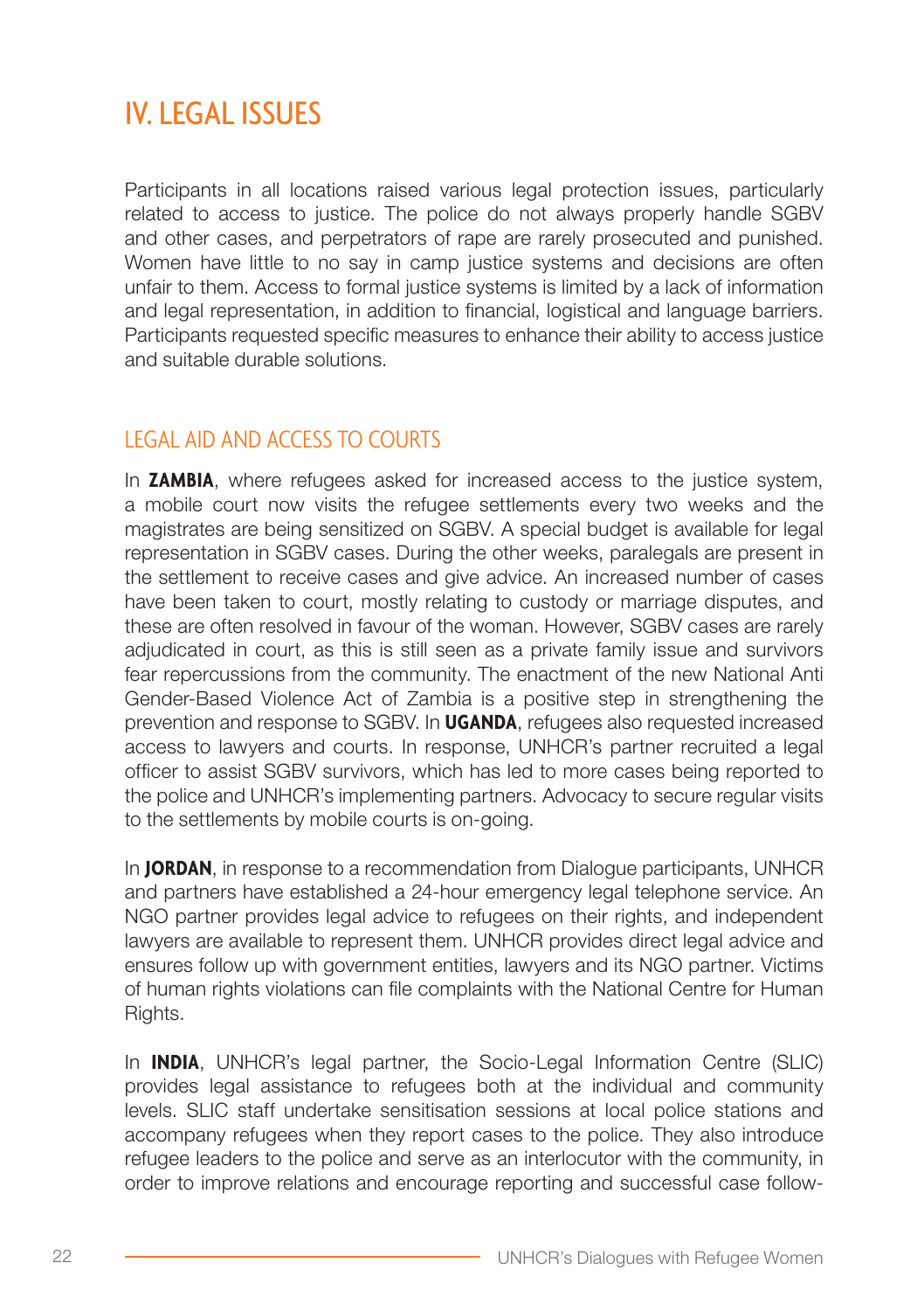# IV. LEGAL ISSUES

Participants in all locations raised various legal protection issues, particularly related to access to justice. The police do not always properly handle SGBV and other cases, and perpetrators of rape are rarely prosecuted and punished. Women have little to no say in camp justice systems and decisions are often unfair to them. Access to formal justice systems is limited by a lack of information and legal representation, in addition to financial, logistical and language barriers. Participants requested specific measures to enhance their ability to access justice and suitable durable solutions.

## LEGAL AID AND ACCESS TO COURTS

In **ZAMBIA**, where refugees asked for increased access to the justice system, a mobile court now visits the refugee settlements every two weeks and the magistrates are being sensitized on SGBV. A special budget is available for legal representation in SGBV cases. During the other weeks, paralegals are present in the settlement to receive cases and give advice. An increased number of cases have been taken to court, mostly relating to custody or marriage disputes, and these are often resolved in favour of the woman. However, SGBV cases are rarely adjudicated in court, as this is still seen as a private family issue and survivors fear repercussions from the community. The enactment of the new National Anti Gender-Based Violence Act of Zambia is a positive step in strengthening the prevention and response to SGBV. In **UGANDA**, refugees also requested increased access to lawyers and courts. In response, UNHCR's partner recruited a legal officer to assist SGBV survivors, which has led to more cases being reported to the police and UNHCR's implementing partners. Advocacy to secure regular visits to the settlements by mobile courts is on-going.

In **JORDAN**, in response to a recommendation from Dialogue participants, UNHCR and partners have established a 24-hour emergency legal telephone service. An NGO partner provides legal advice to refugees on their rights, and independent lawyers are available to represent them. UNHCR provides direct legal advice and ensures follow up with government entities, lawyers and its NGO partner. Victims of human rights violations can file complaints with the National Centre for Human Rights.

In **INDIA**, UNHCR's legal partner, the Socio-Legal Information Centre (SLIC) provides legal assistance to refugees both at the individual and community levels. SLIC staff undertake sensitisation sessions at local police stations and accompany refugees when they report cases to the police. They also introduce refugee leaders to the police and serve as an interlocutor with the community, in order to improve relations and encourage reporting and successful case follow-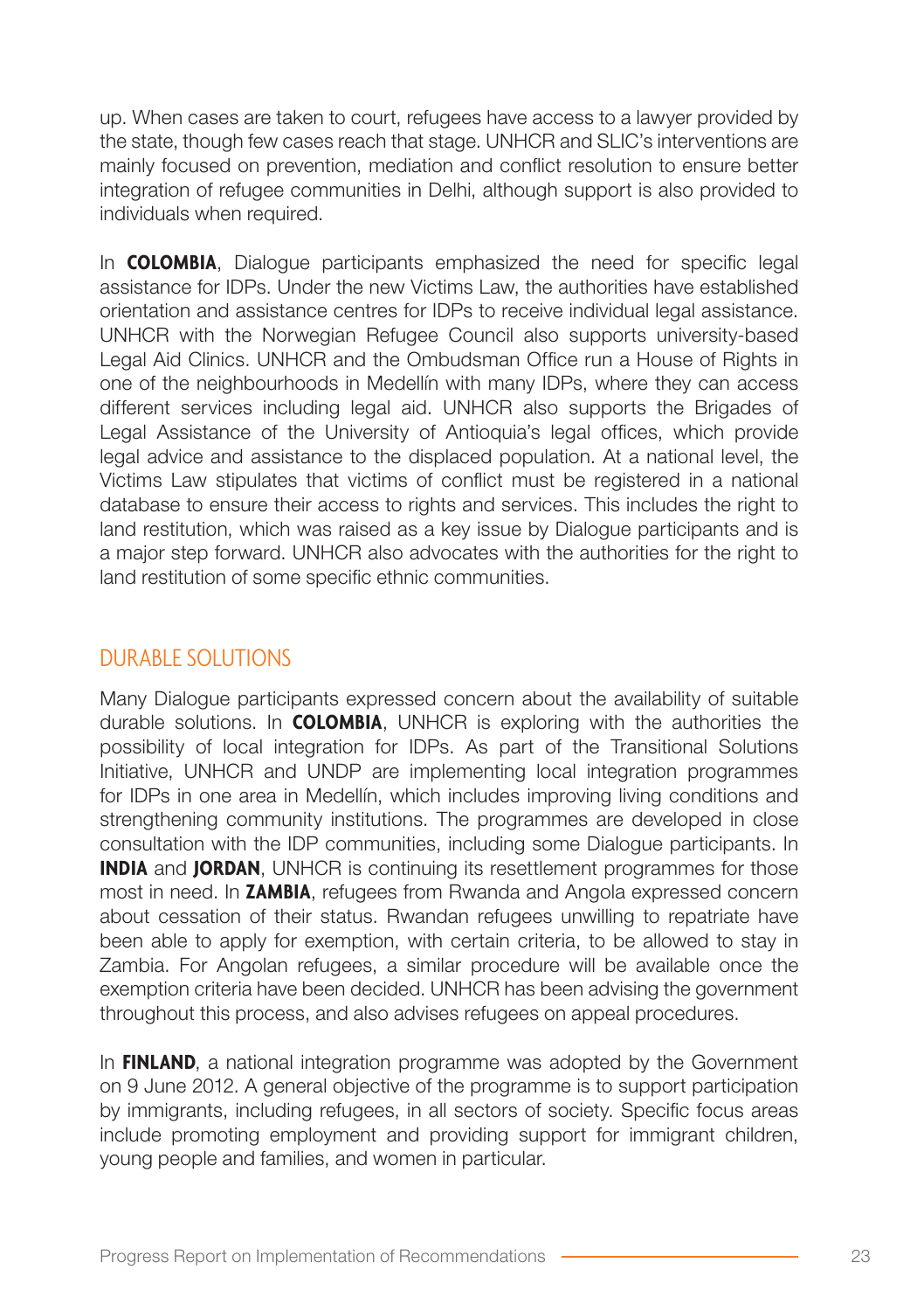up. When cases are taken to court, refugees have access to a lawyer provided by the state, though few cases reach that stage. UNHCR and SLIC's interventions are mainly focused on prevention, mediation and conflict resolution to ensure better integration of refugee communities in Delhi, although support is also provided to individuals when required.

In **COLOMBIA**, Dialogue participants emphasized the need for specific legal assistance for IDPs. Under the new Victims Law, the authorities have established orientation and assistance centres for IDPs to receive individual legal assistance. UNHCR with the Norwegian Refugee Council also supports university-based Legal Aid Clinics. UNHCR and the Ombudsman Office run a House of Rights in one of the neighbourhoods in Medellín with many IDPs, where they can access different services including legal aid. UNHCR also supports the Brigades of Legal Assistance of the University of Antioquia's legal offices, which provide legal advice and assistance to the displaced population. At a national level, the Victims Law stipulates that victims of conflict must be registered in a national database to ensure their access to rights and services. This includes the right to land restitution, which was raised as a key issue by Dialogue participants and is a major step forward. UNHCR also advocates with the authorities for the right to land restitution of some specific ethnic communities.

## DURABLE SOLUTIONS

Many Dialogue participants expressed concern about the availability of suitable durable solutions. In **COLOMBIA**, UNHCR is exploring with the authorities the possibility of local integration for IDPs. As part of the Transitional Solutions Initiative, UNHCR and UNDP are implementing local integration programmes for IDPs in one area in Medellín, which includes improving living conditions and strengthening community institutions. The programmes are developed in close consultation with the IDP communities, including some Dialogue participants. In **INDIA** and **JORDAN**, UNHCR is continuing its resettlement programmes for those most in need. In **ZAMBIA**, refugees from Rwanda and Angola expressed concern about cessation of their status. Rwandan refugees unwilling to repatriate have been able to apply for exemption, with certain criteria, to be allowed to stay in Zambia. For Angolan refugees, a similar procedure will be available once the exemption criteria have been decided. UNHCR has been advising the government throughout this process, and also advises refugees on appeal procedures.

In **FINLAND**, a national integration programme was adopted by the Government on 9 June 2012. A general objective of the programme is to support participation by immigrants, including refugees, in all sectors of society. Specific focus areas include promoting employment and providing support for immigrant children, young people and families, and women in particular.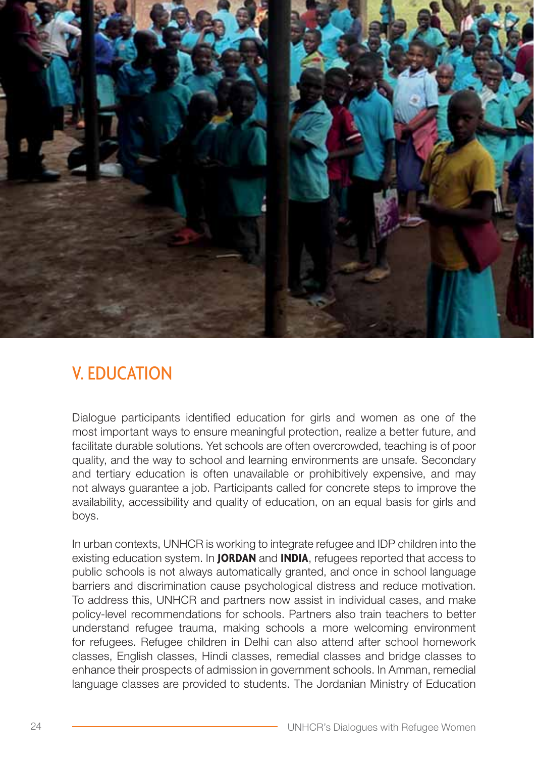## V. EDUCATION

Dialogue participants identified education for girls and women as one of the most important ways to ensure meaningful protection, realize a better future, and facilitate durable solutions. Yet schools are often overcrowded, teaching is of poor quality, and the way to school and learning environments are unsafe. Secondary and tertiary education is often unavailable or prohibitively expensive, and may not always guarantee a job. Participants called for concrete steps to improve the availability, accessibility and quality of education, on an equal basis for girls and boys.

In urban contexts, UNHCR is working to integrate refugee and IDP children into the existing education system. In **JORDAN** and **INDIA**, refugees reported that access to public schools is not always automatically granted, and once in school language barriers and discrimination cause psychological distress and reduce motivation. To address this, UNHCR and partners now assist in individual cases, and make policy-level recommendations for schools. Partners also train teachers to better understand refugee trauma, making schools a more welcoming environment for refugees. Refugee children in Delhi can also attend after school homework classes, English classes, Hindi classes, remedial classes and bridge classes to enhance their prospects of admission in government schools. In Amman, remedial language classes are provided to students. The Jordanian Ministry of Education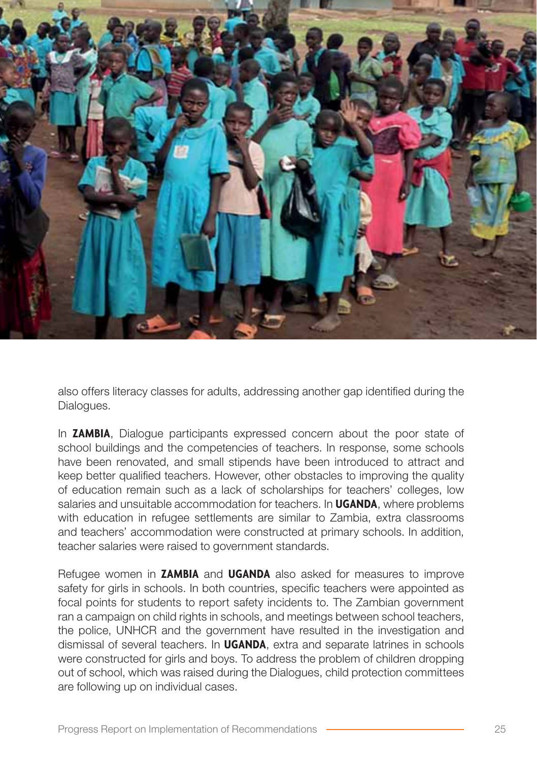also offers literacy classes for adults, addressing another gap identified during the Dialogues.

In **ZAMBIA**, Dialogue participants expressed concern about the poor state of school buildings and the competencies of teachers. In response, some schools have been renovated, and small stipends have been introduced to attract and keep better qualified teachers. However, other obstacles to improving the quality of education remain such as a lack of scholarships for teachers' colleges, low salaries and unsuitable accommodation for teachers. In **UGANDA**, where problems with education in refugee settlements are similar to Zambia, extra classrooms and teachers' accommodation were constructed at primary schools. In addition, teacher salaries were raised to government standards.

Refugee women in **ZAMBIA** and **UGANDA** also asked for measures to improve safety for girls in schools. In both countries, specific teachers were appointed as focal points for students to report safety incidents to. The Zambian government ran a campaign on child rights in schools, and meetings between school teachers, the police, UNHCR and the government have resulted in the investigation and dismissal of several teachers. In **UGANDA**, extra and separate latrines in schools were constructed for girls and boys. To address the problem of children dropping out of school, which was raised during the Dialogues, child protection committees are following up on individual cases.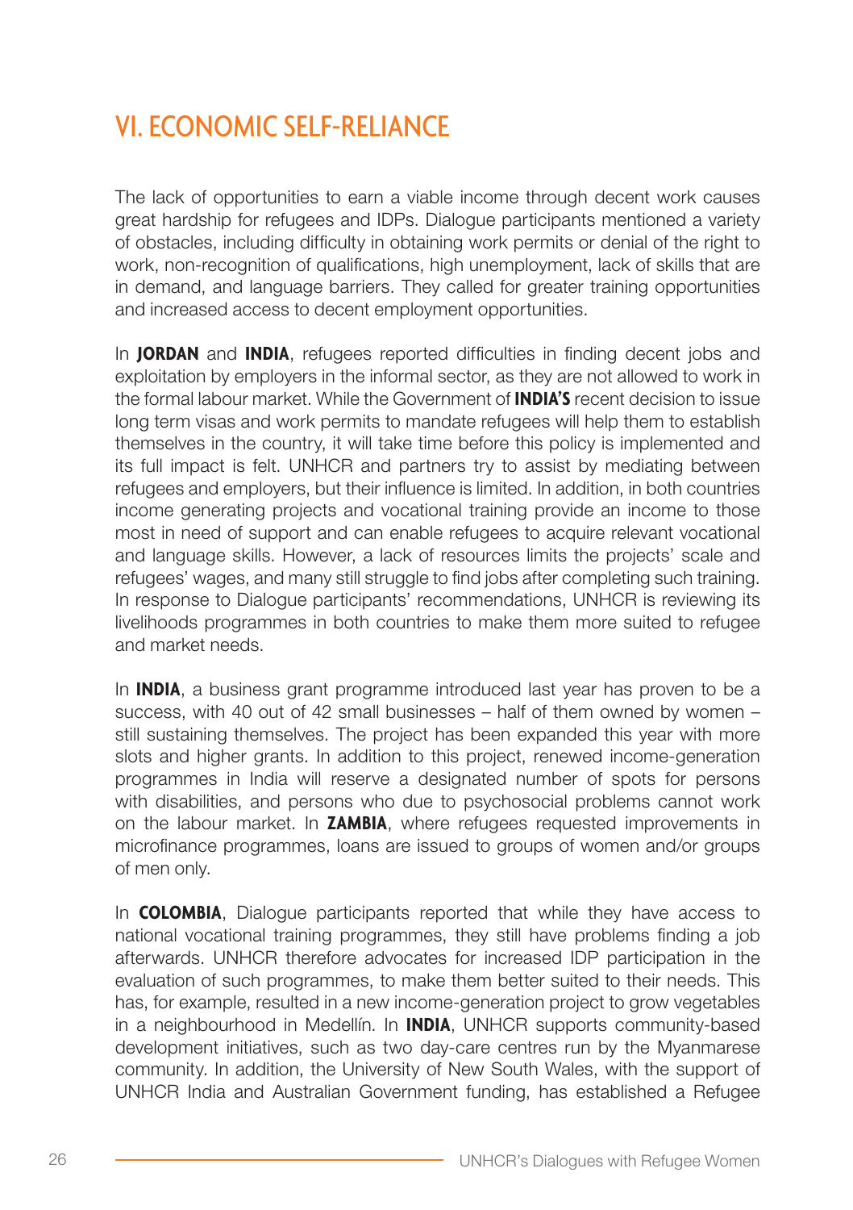# VI. ECONOMIC SELF-RELIANCE

The lack of opportunities to earn a viable income through decent work causes great hardship for refugees and IDPs. Dialogue participants mentioned a variety of obstacles, including difficulty in obtaining work permits or denial of the right to work, non-recognition of qualifications, high unemployment, lack of skills that are in demand, and language barriers. They called for greater training opportunities and increased access to decent employment opportunities.

In **JORDAN** and **INDIA**, refugees reported difficulties in finding decent jobs and exploitation by employers in the informal sector, as they are not allowed to work in the formal labour market. While the Government of **INDIA'S** recent decision to issue long term visas and work permits to mandate refugees will help them to establish themselves in the country, it will take time before this policy is implemented and its full impact is felt. UNHCR and partners try to assist by mediating between refugees and employers, but their influence is limited. In addition, in both countries income generating projects and vocational training provide an income to those most in need of support and can enable refugees to acquire relevant vocational and language skills. However, a lack of resources limits the projects' scale and refugees' wages, and many still struggle to find jobs after completing such training. In response to Dialogue participants' recommendations, UNHCR is reviewing its livelihoods programmes in both countries to make them more suited to refugee and market needs.

In **INDIA**, a business grant programme introduced last year has proven to be a success, with 40 out of 42 small businesses – half of them owned by women – still sustaining themselves. The project has been expanded this year with more slots and higher grants. In addition to this project, renewed income-generation programmes in India will reserve a designated number of spots for persons with disabilities, and persons who due to psychosocial problems cannot work on the labour market. In **ZAMBIA**, where refugees requested improvements in microfinance programmes, loans are issued to groups of women and/or groups of men only.

In **COLOMBIA**, Dialogue participants reported that while they have access to national vocational training programmes, they still have problems finding a job afterwards. UNHCR therefore advocates for increased IDP participation in the evaluation of such programmes, to make them better suited to their needs. This has, for example, resulted in a new income-generation project to grow vegetables in a neighbourhood in Medellín. In **INDIA**, UNHCR supports community-based development initiatives, such as two day-care centres run by the Myanmarese community. In addition, the University of New South Wales, with the support of UNHCR India and Australian Government funding, has established a Refugee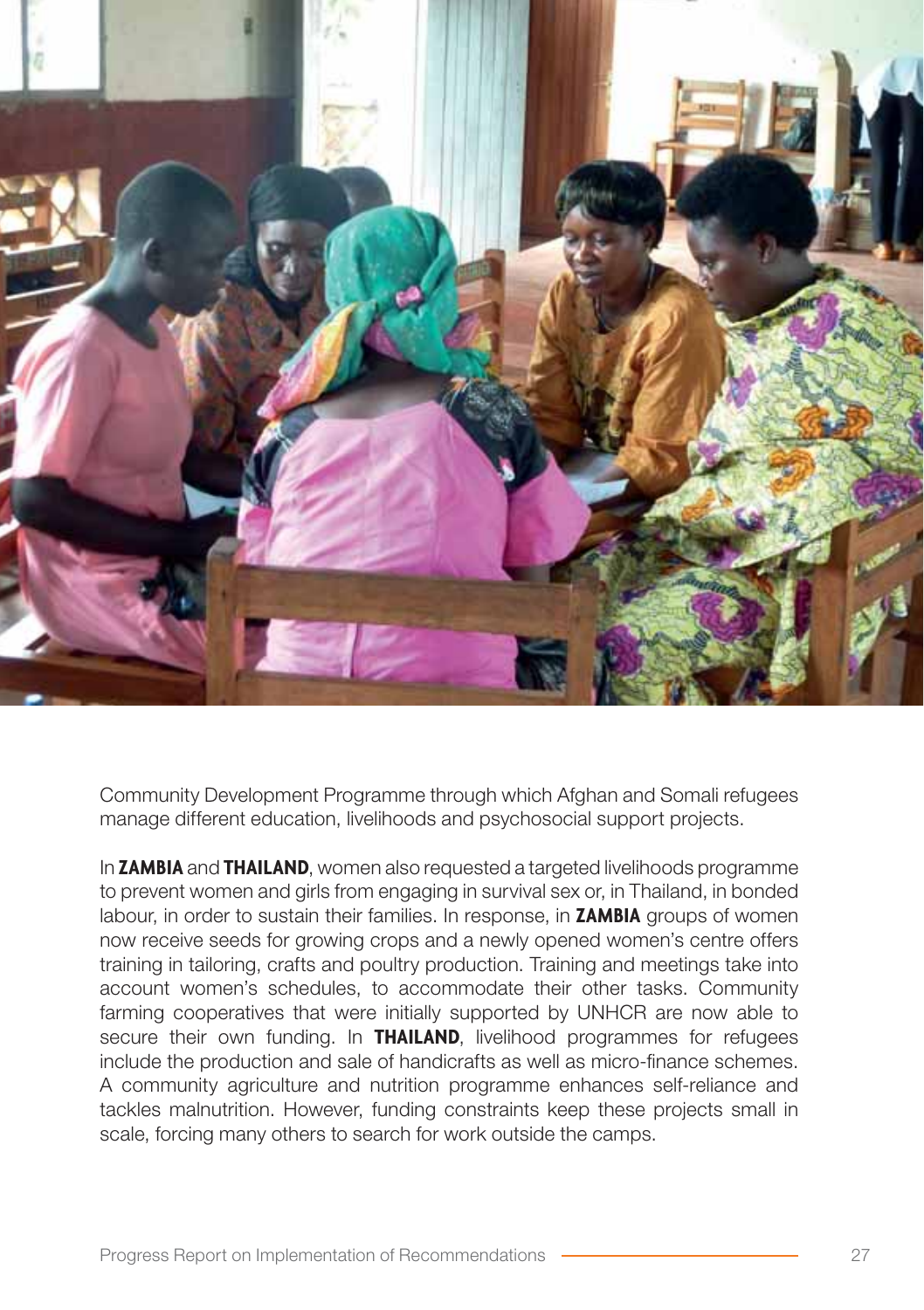Community Development Programme through which Afghan and Somali refugees manage different education, livelihoods and psychosocial support projects.

In **ZAMBIA** and **THAILAND**, women also requested a targeted livelihoods programme to prevent women and girls from engaging in survival sex or, in Thailand, in bonded labour, in order to sustain their families. In response, in **ZAMBIA** groups of women now receive seeds for growing crops and a newly opened women's centre offers training in tailoring, crafts and poultry production. Training and meetings take into account women's schedules, to accommodate their other tasks. Community farming cooperatives that were initially supported by UNHCR are now able to secure their own funding. In **THAILAND**, livelihood programmes for refugees include the production and sale of handicrafts as well as micro-finance schemes. A community agriculture and nutrition programme enhances self-reliance and tackles malnutrition. However, funding constraints keep these projects small in scale, forcing many others to search for work outside the camps.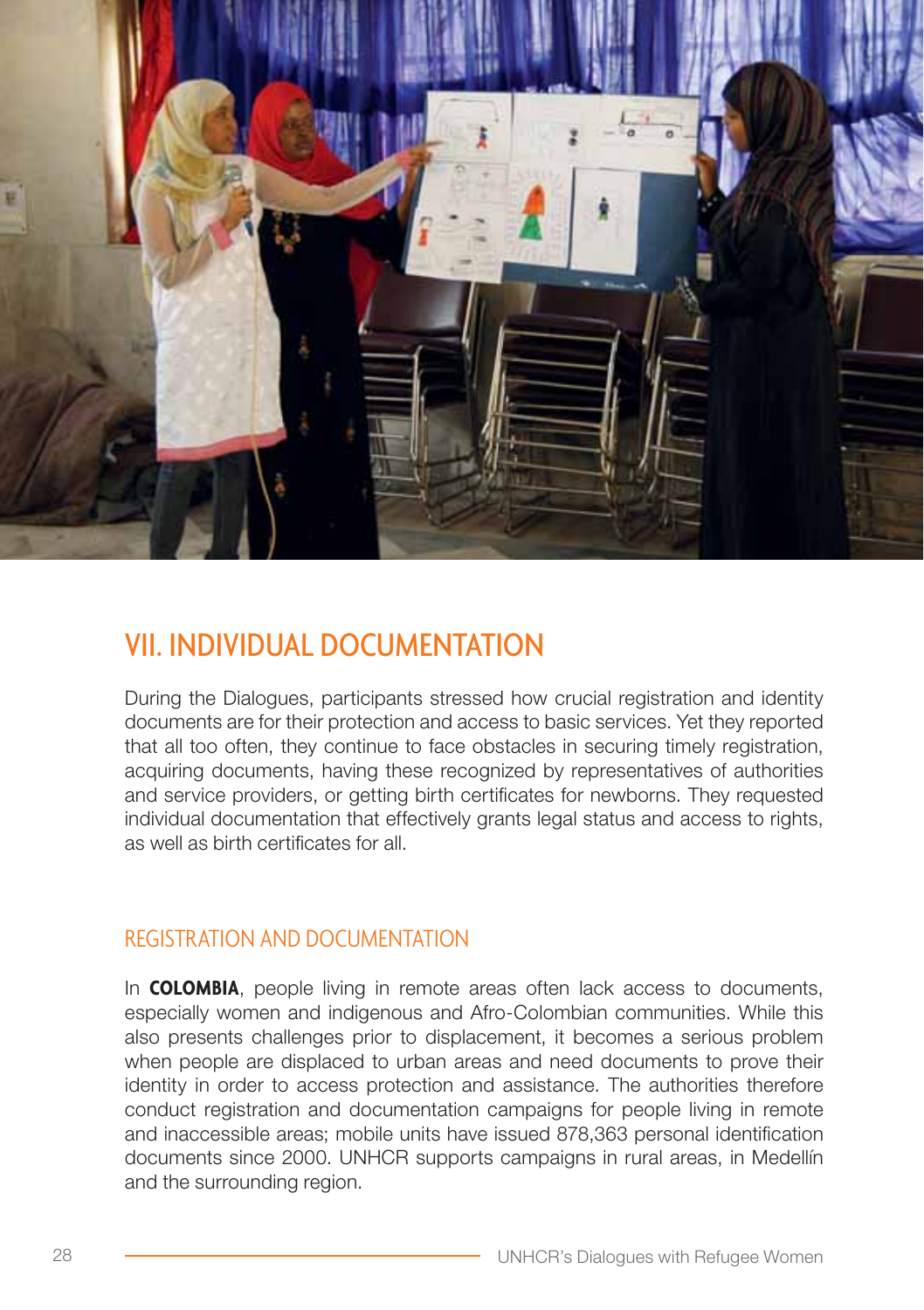# VII. INDIVIDUAL DOCUMENTATION

During the Dialogues, participants stressed how crucial registration and identity documents are for their protection and access to basic services. Yet they reported that all too often, they continue to face obstacles in securing timely registration, acquiring documents, having these recognized by representatives of authorities and service providers, or getting birth certificates for newborns. They requested individual documentation that effectively grants legal status and access to rights, as well as birth certificates for all.

## REGISTRATION AND DOCUMENTATION

In **COLOMBIA**, people living in remote areas often lack access to documents, especially women and indigenous and Afro-Colombian communities. While this also presents challenges prior to displacement, it becomes a serious problem when people are displaced to urban areas and need documents to prove their identity in order to access protection and assistance. The authorities therefore conduct registration and documentation campaigns for people living in remote and inaccessible areas; mobile units have issued 878,363 personal identification documents since 2000. UNHCR supports campaigns in rural areas, in Medellín and the surrounding region.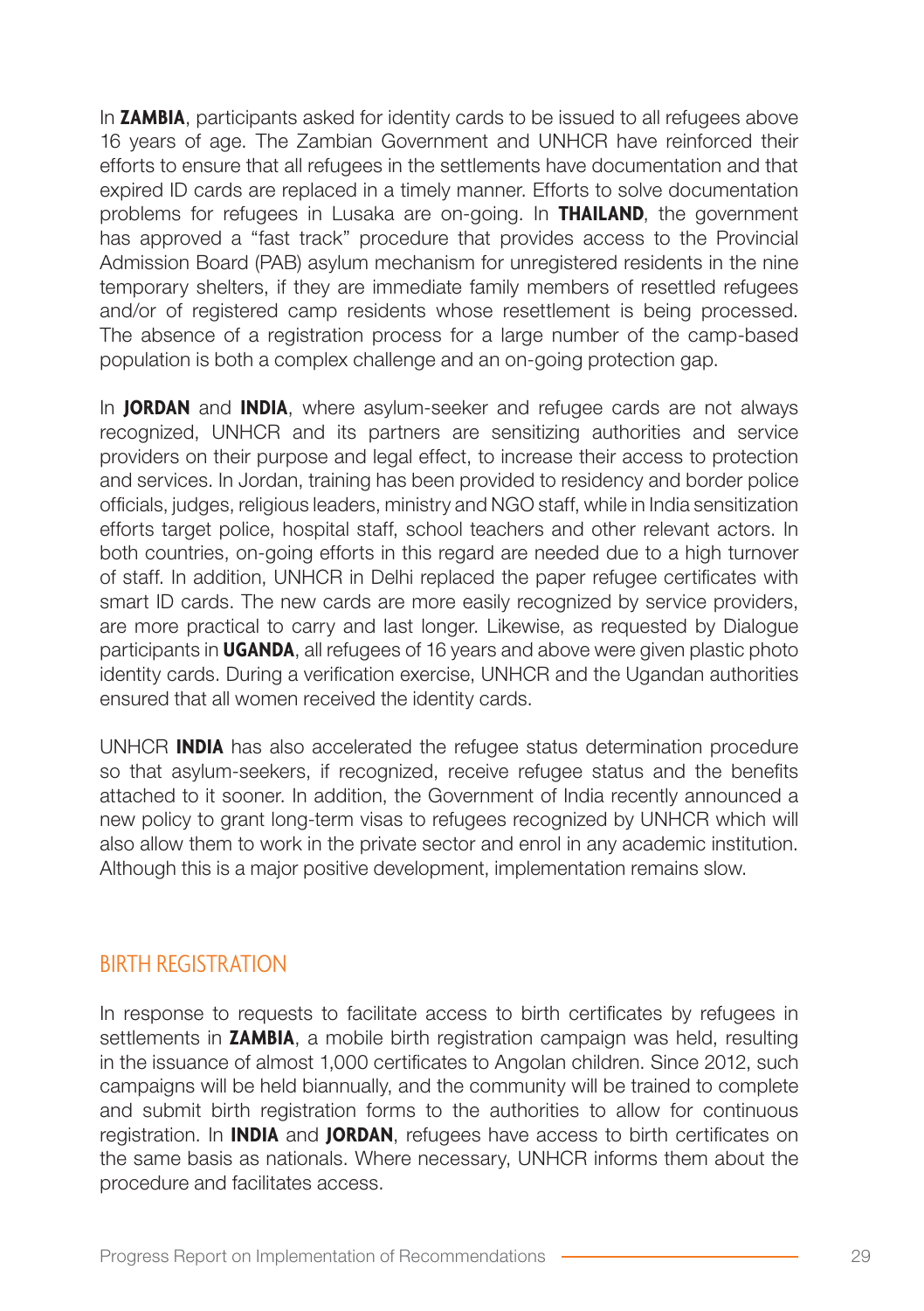In **ZAMBIA**, participants asked for identity cards to be issued to all refugees above 16 years of age. The Zambian Government and UNHCR have reinforced their efforts to ensure that all refugees in the settlements have documentation and that expired ID cards are replaced in a timely manner. Efforts to solve documentation problems for refugees in Lusaka are on-going. In **THAILAND**, the government has approved a "fast track" procedure that provides access to the Provincial Admission Board (PAB) asylum mechanism for unregistered residents in the nine temporary shelters, if they are immediate family members of resettled refugees and/or of registered camp residents whose resettlement is being processed. The absence of a registration process for a large number of the camp-based population is both a complex challenge and an on-going protection gap.

In **JORDAN** and **INDIA**, where asylum-seeker and refugee cards are not always recognized, UNHCR and its partners are sensitizing authorities and service providers on their purpose and legal effect, to increase their access to protection and services. In Jordan, training has been provided to residency and border police officials, judges, religious leaders, ministry and NGO staff, while in India sensitization efforts target police, hospital staff, school teachers and other relevant actors. In both countries, on-going efforts in this regard are needed due to a high turnover of staff. In addition, UNHCR in Delhi replaced the paper refugee certificates with smart ID cards. The new cards are more easily recognized by service providers, are more practical to carry and last longer. Likewise, as requested by Dialogue participants in **UGANDA**, all refugees of 16 years and above were given plastic photo identity cards. During a verification exercise, UNHCR and the Ugandan authorities ensured that all women received the identity cards.

UNHCR **INDIA** has also accelerated the refugee status determination procedure so that asylum-seekers, if recognized, receive refugee status and the benefits attached to it sooner. In addition, the Government of India recently announced a new policy to grant long-term visas to refugees recognized by UNHCR which will also allow them to work in the private sector and enrol in any academic institution. Although this is a major positive development, implementation remains slow.

## BIRTH REGISTRATION

In response to requests to facilitate access to birth certificates by refugees in settlements in **ZAMBIA**, a mobile birth registration campaign was held, resulting in the issuance of almost 1,000 certificates to Angolan children. Since 2012, such campaigns will be held biannually, and the community will be trained to complete and submit birth registration forms to the authorities to allow for continuous registration. In **INDIA** and **JORDAN**, refugees have access to birth certificates on the same basis as nationals. Where necessary, UNHCR informs them about the procedure and facilitates access.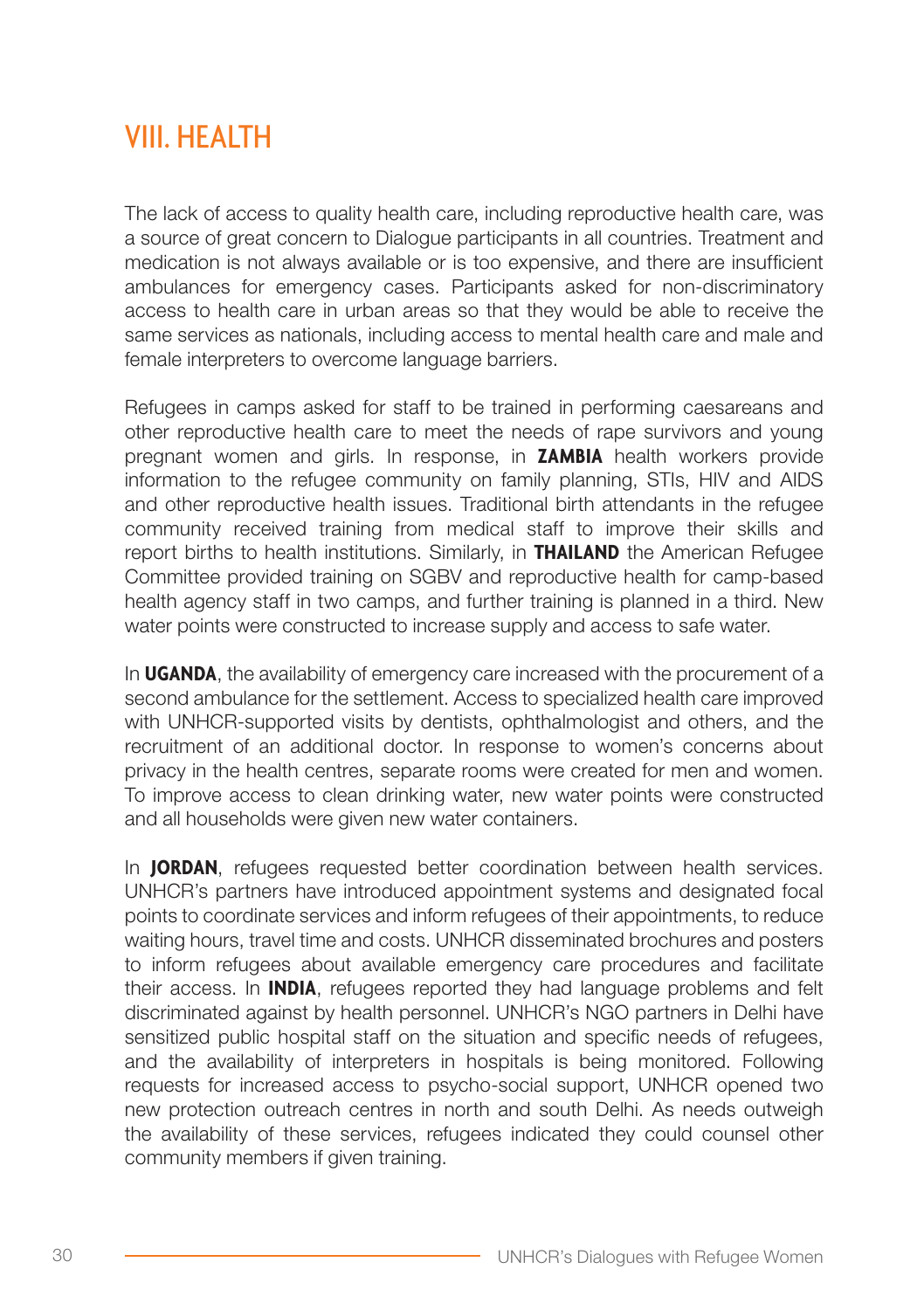# VIII. HEALTH

The lack of access to quality health care, including reproductive health care, was a source of great concern to Dialogue participants in all countries. Treatment and medication is not always available or is too expensive, and there are insufficient ambulances for emergency cases. Participants asked for non-discriminatory access to health care in urban areas so that they would be able to receive the same services as nationals, including access to mental health care and male and female interpreters to overcome language barriers.

Refugees in camps asked for staff to be trained in performing caesareans and other reproductive health care to meet the needs of rape survivors and young pregnant women and girls. In response, in **ZAMBIA** health workers provide information to the refugee community on family planning, STIs, HIV and AIDS and other reproductive health issues. Traditional birth attendants in the refugee community received training from medical staff to improve their skills and report births to health institutions. Similarly, in **THAILAND** the American Refugee Committee provided training on SGBV and reproductive health for camp-based health agency staff in two camps, and further training is planned in a third. New water points were constructed to increase supply and access to safe water.

In **UGANDA**, the availability of emergency care increased with the procurement of a second ambulance for the settlement. Access to specialized health care improved with UNHCR-supported visits by dentists, ophthalmologist and others, and the recruitment of an additional doctor. In response to women's concerns about privacy in the health centres, separate rooms were created for men and women. To improve access to clean drinking water, new water points were constructed and all households were given new water containers.

In **JORDAN**, refugees requested better coordination between health services. UNHCR's partners have introduced appointment systems and designated focal points to coordinate services and inform refugees of their appointments, to reduce waiting hours, travel time and costs. UNHCR disseminated brochures and posters to inform refugees about available emergency care procedures and facilitate their access. In **INDIA**, refugees reported they had language problems and felt discriminated against by health personnel. UNHCR's NGO partners in Delhi have sensitized public hospital staff on the situation and specific needs of refugees, and the availability of interpreters in hospitals is being monitored. Following requests for increased access to psycho-social support, UNHCR opened two new protection outreach centres in north and south Delhi. As needs outweigh the availability of these services, refugees indicated they could counsel other community members if given training.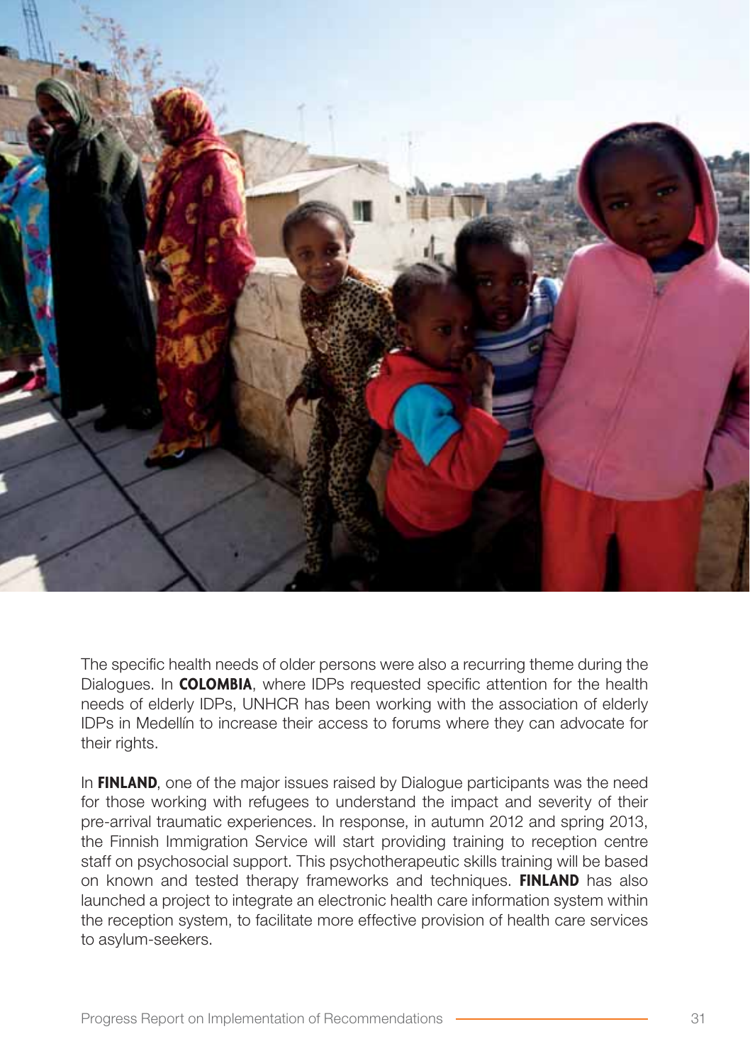The specific health needs of older persons were also a recurring theme during the Dialogues. In **COLOMBIA**, where IDPs requested specific attention for the health needs of elderly IDPs, UNHCR has been working with the association of elderly IDPs in Medellín to increase their access to forums where they can advocate for their rights.

In **FINLAND**, one of the major issues raised by Dialogue participants was the need for those working with refugees to understand the impact and severity of their pre-arrival traumatic experiences. In response, in autumn 2012 and spring 2013, the Finnish Immigration Service will start providing training to reception centre staff on psychosocial support. This psychotherapeutic skills training will be based on known and tested therapy frameworks and techniques. **FINLAND** has also launched a project to integrate an electronic health care information system within the reception system, to facilitate more effective provision of health care services to asylum-seekers.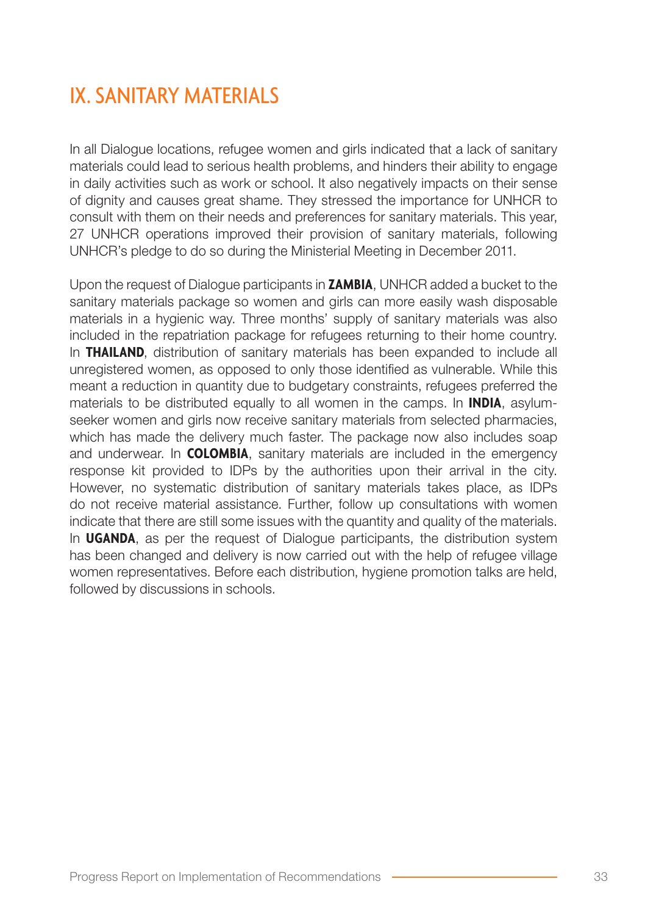# IX. SANITARY MATERIALS

In all Dialogue locations, refugee women and girls indicated that a lack of sanitary materials could lead to serious health problems, and hinders their ability to engage in daily activities such as work or school. It also negatively impacts on their sense of dignity and causes great shame. They stressed the importance for UNHCR to consult with them on their needs and preferences for sanitary materials. This year, 27 UNHCR operations improved their provision of sanitary materials, following UNHCR's pledge to do so during the Ministerial Meeting in December 2011.

Upon the request of Dialogue participants in **ZAMBIA**, UNHCR added a bucket to the sanitary materials package so women and girls can more easily wash disposable materials in a hygienic way. Three months' supply of sanitary materials was also included in the repatriation package for refugees returning to their home country. In **THAILAND**, distribution of sanitary materials has been expanded to include all unregistered women, as opposed to only those identified as vulnerable. While this meant a reduction in quantity due to budgetary constraints, refugees preferred the materials to be distributed equally to all women in the camps. In **INDIA**, asylum-seeker women and girls now receive sanitary materials from selected pharmacies, which has made the delivery much faster. The package now also includes soap and underwear. In **COLOMBIA**, sanitary materials are included in the emergency response kit provided to IDPs by the authorities upon their arrival in the city. However, no systematic distribution of sanitary materials takes place, as IDPs do not receive material assistance. Further, follow up consultations with women indicate that there are still some issues with the quantity and quality of the materials. In **UGANDA**, as per the request of Dialogue participants, the distribution system has been changed and delivery is now carried out with the help of refugee village women representatives. Before each distribution, hygiene promotion talks are held, followed by discussions in schools.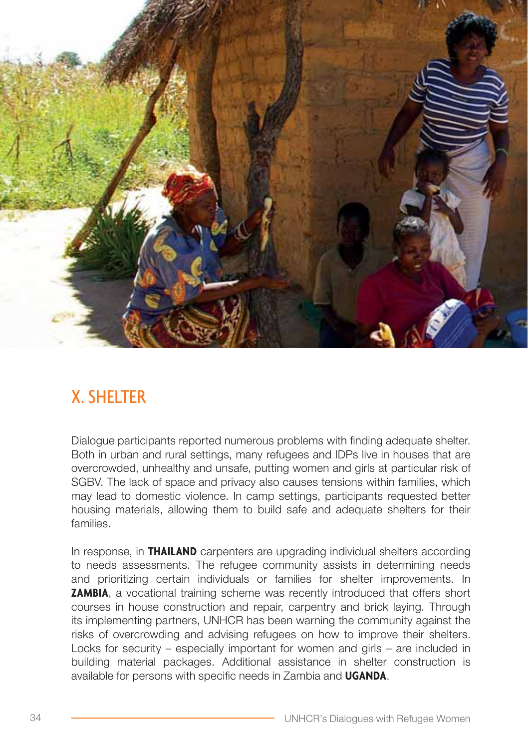## X. SHELTER

Dialogue participants reported numerous problems with finding adequate shelter. Both in urban and rural settings, many refugees and IDPs live in houses that are overcrowded, unhealthy and unsafe, putting women and girls at particular risk of SGBV. The lack of space and privacy also causes tensions within families, which may lead to domestic violence. In camp settings, participants requested better housing materials, allowing them to build safe and adequate shelters for their families.

In response, in **THAILAND** carpenters are upgrading individual shelters according to needs assessments. The refugee community assists in determining needs and prioritizing certain individuals or families for shelter improvements. In **ZAMBIA**, a vocational training scheme was recently introduced that offers short courses in house construction and repair, carpentry and brick laying. Through its implementing partners, UNHCR has been warning the community against the risks of overcrowding and advising refugees on how to improve their shelters. Locks for security – especially important for women and girls – are included in building material packages. Additional assistance in shelter construction is available for persons with specific needs in Zambia and **UGANDA**.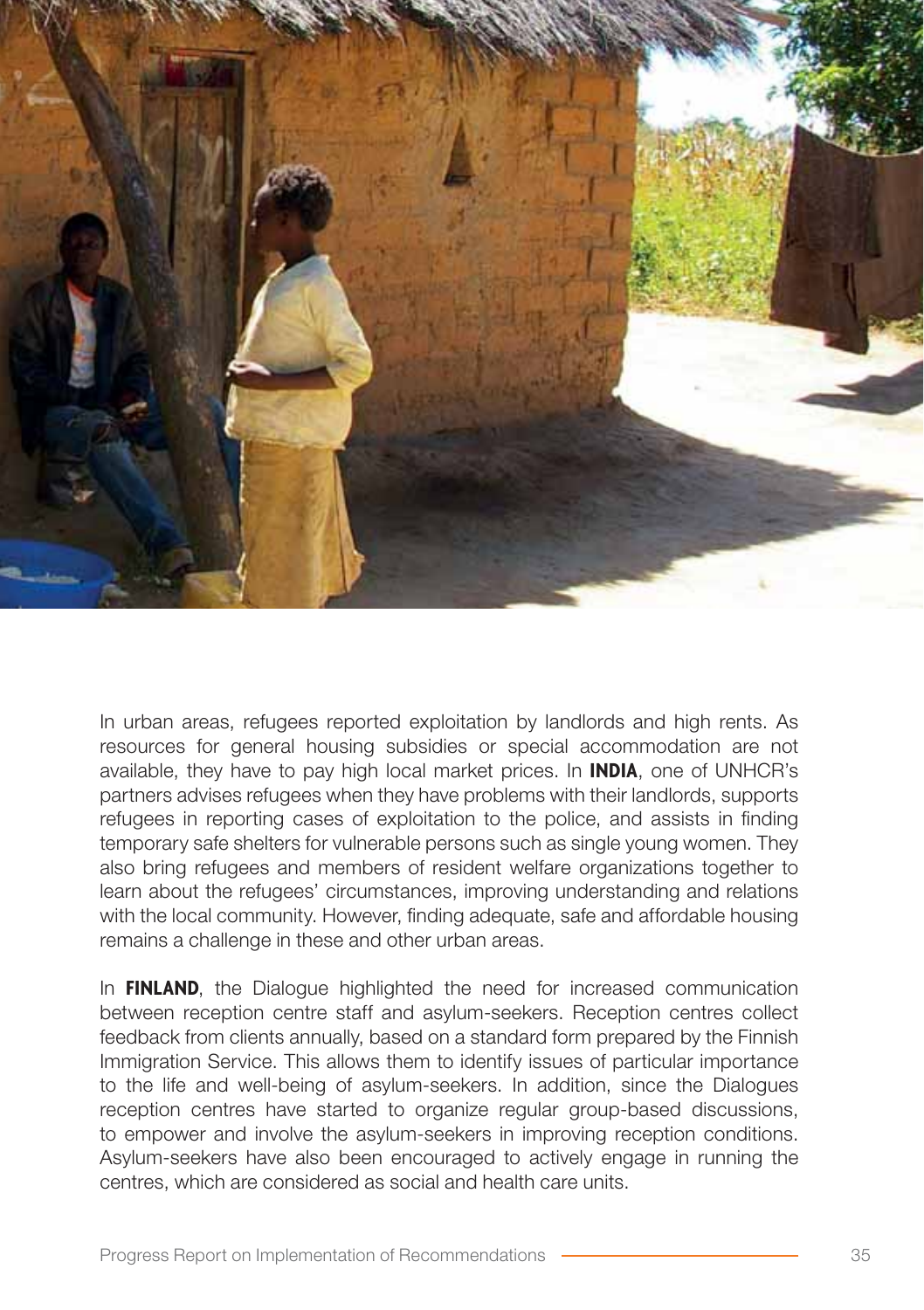In urban areas, refugees reported exploitation by landlords and high rents. As resources for general housing subsidies or special accommodation are not available, they have to pay high local market prices. In **INDIA**, one of UNHCR's partners advises refugees when they have problems with their landlords, supports refugees in reporting cases of exploitation to the police, and assists in finding temporary safe shelters for vulnerable persons such as single young women. They also bring refugees and members of resident welfare organizations together to learn about the refugees' circumstances, improving understanding and relations with the local community. However, finding adequate, safe and affordable housing remains a challenge in these and other urban areas.

In **FINLAND**, the Dialogue highlighted the need for increased communication between reception centre staff and asylum-seekers. Reception centres collect feedback from clients annually, based on a standard form prepared by the Finnish Immigration Service. This allows them to identify issues of particular importance to the life and well-being of asylum-seekers. In addition, since the Dialogues reception centres have started to organize regular group-based discussions, to empower and involve the asylum-seekers in improving reception conditions. Asylum-seekers have also been encouraged to actively engage in running the centres, which are considered as social and health care units.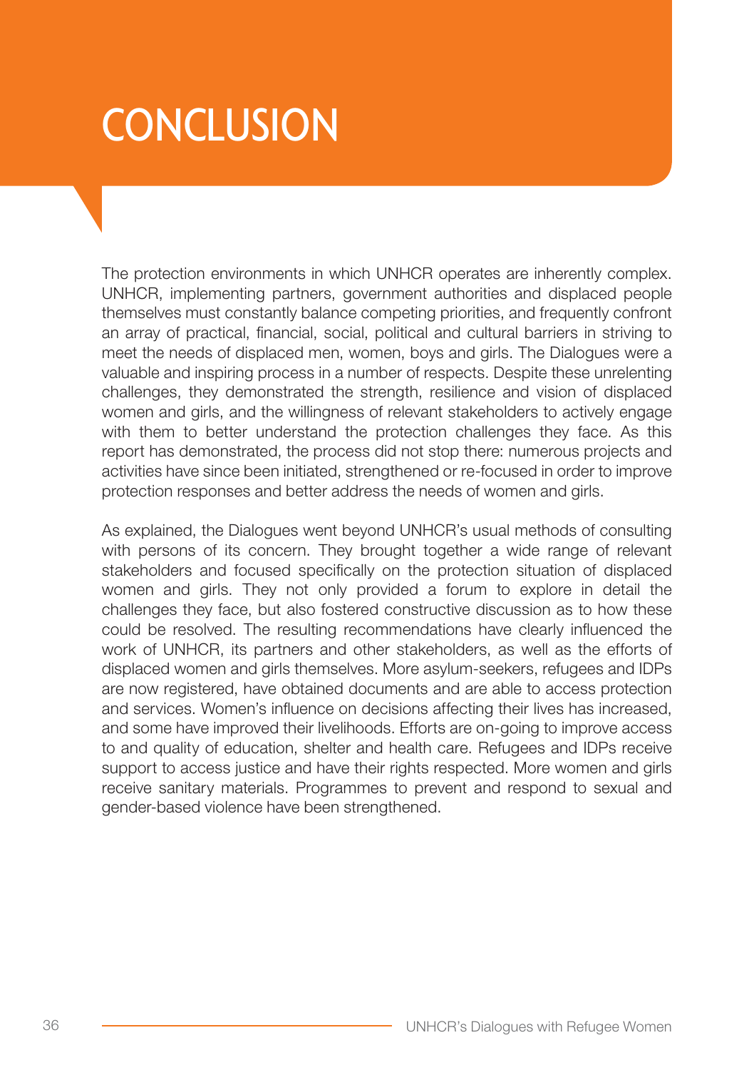# CONCLUSION

The protection environments in which UNHCR operates are inherently complex. UNHCR, implementing partners, government authorities and displaced people themselves must constantly balance competing priorities, and frequently confront an array of practical, financial, social, political and cultural barriers in striving to meet the needs of displaced men, women, boys and girls. The Dialogues were a valuable and inspiring process in a number of respects. Despite these unrelenting challenges, they demonstrated the strength, resilience and vision of displaced women and girls, and the willingness of relevant stakeholders to actively engage with them to better understand the protection challenges they face. As this report has demonstrated, the process did not stop there: numerous projects and activities have since been initiated, strengthened or re-focused in order to improve protection responses and better address the needs of women and girls.

As explained, the Dialogues went beyond UNHCR's usual methods of consulting with persons of its concern. They brought together a wide range of relevant stakeholders and focused specifically on the protection situation of displaced women and girls. They not only provided a forum to explore in detail the challenges they face, but also fostered constructive discussion as to how these could be resolved. The resulting recommendations have clearly influenced the work of UNHCR, its partners and other stakeholders, as well as the efforts of displaced women and girls themselves. More asylum-seekers, refugees and IDPs are now registered, have obtained documents and are able to access protection and services. Women's influence on decisions affecting their lives has increased, and some have improved their livelihoods. Efforts are on-going to improve access to and quality of education, shelter and health care. Refugees and IDPs receive support to access justice and have their rights respected. More women and girls receive sanitary materials. Programmes to prevent and respond to sexual and gender-based violence have been strengthened.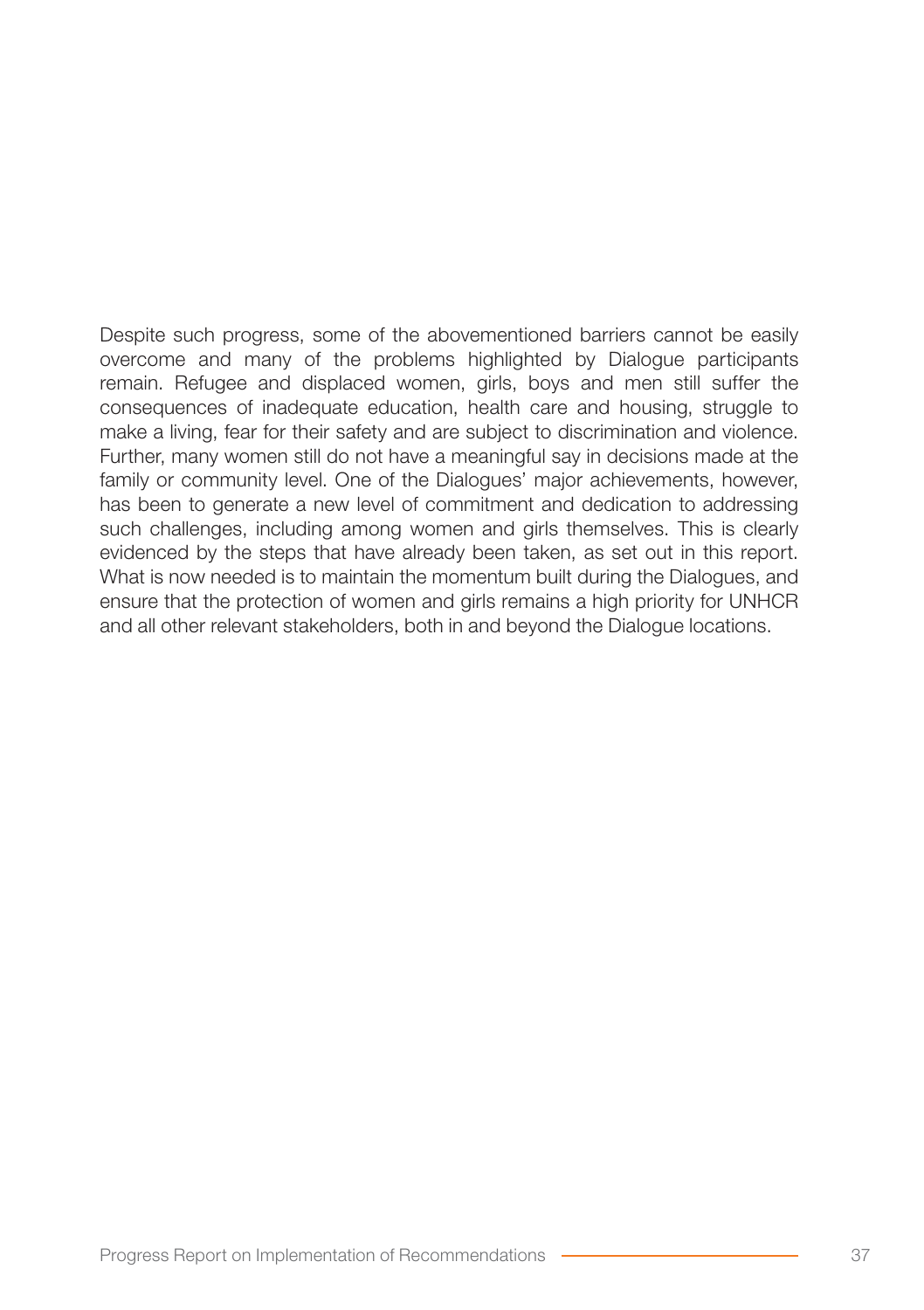Despite such progress, some of the abovementioned barriers cannot be easily overcome and many of the problems highlighted by Dialogue participants remain. Refugee and displaced women, girls, boys and men still suffer the consequences of inadequate education, health care and housing, struggle to make a living, fear for their safety and are subject to discrimination and violence. Further, many women still do not have a meaningful say in decisions made at the family or community level. One of the Dialogues' major achievements, however, has been to generate a new level of commitment and dedication to addressing such challenges, including among women and girls themselves. This is clearly evidenced by the steps that have already been taken, as set out in this report. What is now needed is to maintain the momentum built during the Dialogues, and ensure that the protection of women and girls remains a high priority for UNHCR and all other relevant stakeholders, both in and beyond the Dialogue locations.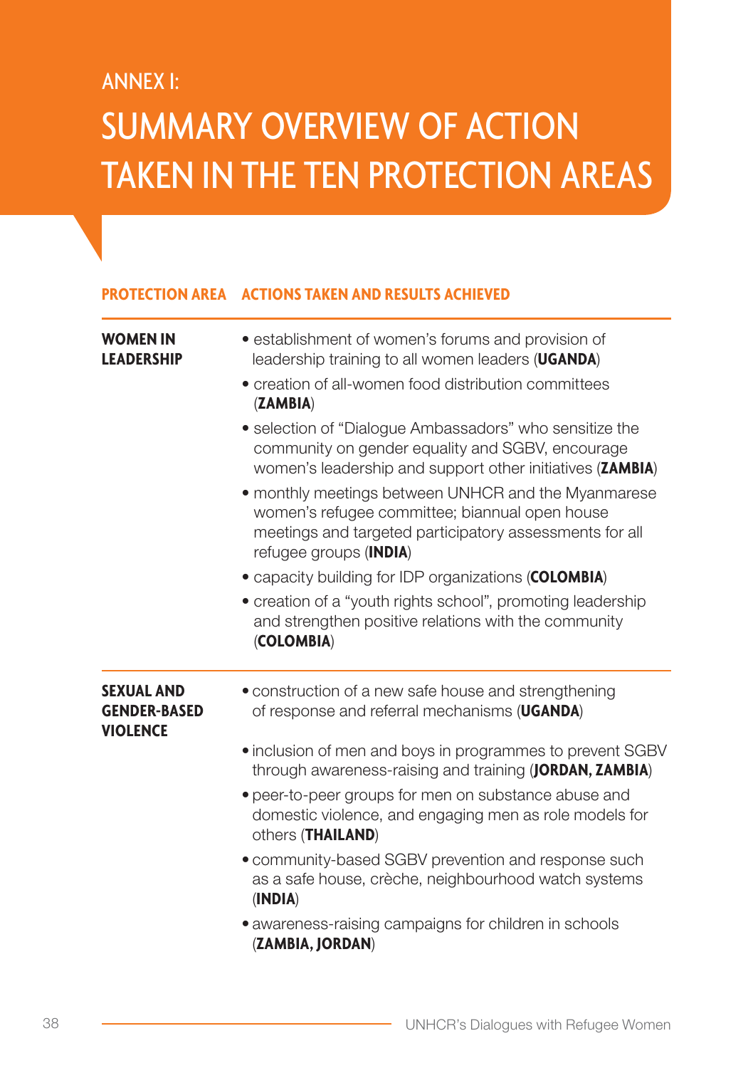## ANNEX I:

# SUMMARY OVERVIEW OF ACTION TAKEN IN THE TEN PROTECTION AREAS

| PROTECTION AREA | ACTIONS TAKEN AND RESULTS ACHIEVED |
|---|---|
| **WOMEN IN LEADERSHIP** | • establishment of women's forums and provision of leadership training to all women leaders (**UGANDA**)<br>• creation of all-women food distribution committees (**ZAMBIA**)<br>• selection of "Dialogue Ambassadors" who sensitize the community on gender equality and SGBV, encourage women's leadership and support other initiatives (**ZAMBIA**)<br>• monthly meetings between UNHCR and the Myanmarese women's refugee committee; biannual open house meetings and targeted participatory assessments for all refugee groups (**INDIA**)<br>• capacity building for IDP organizations (**COLOMBIA**)<br>• creation of a "youth rights school", promoting leadership and strengthen positive relations with the community (**COLOMBIA**) |
| **SEXUAL AND GENDER-BASED VIOLENCE** | • construction of a new safe house and strengthening of response and referral mechanisms (**UGANDA**)<br>• inclusion of men and boys in programmes to prevent SGBV through awareness-raising and training (**JORDAN, ZAMBIA**)<br>• peer-to-peer groups for men on substance abuse and domestic violence, and engaging men as role models for others (**THAILAND**)<br>• community-based SGBV prevention and response such as a safe house, crèche, neighbourhood watch systems (**INDIA**)<br>• awareness-raising campaigns for children in schools (**ZAMBIA, JORDAN**) |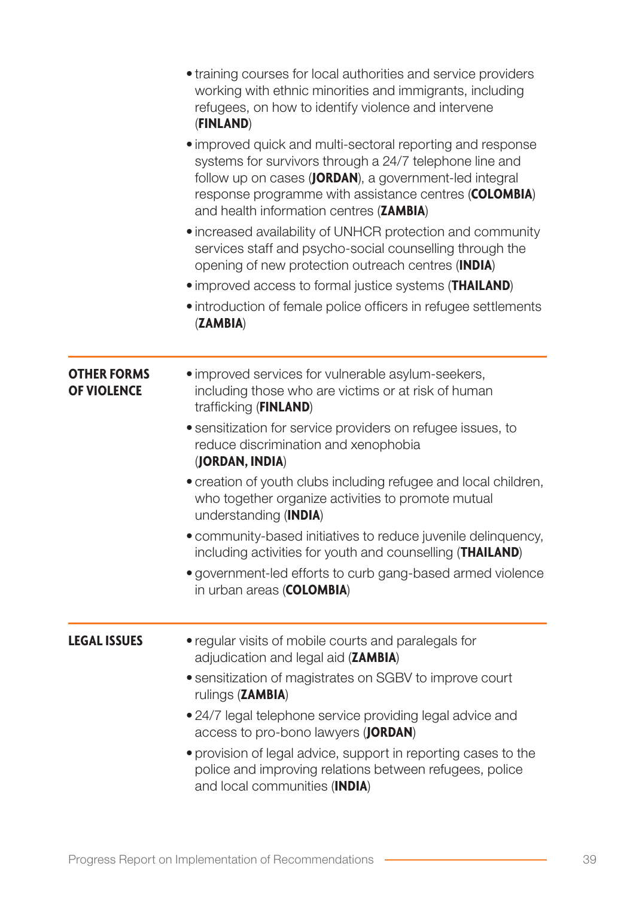- training courses for local authorities and service providers working with ethnic minorities and immigrants, including refugees, on how to identify violence and intervene (**FINLAND**)
- improved quick and multi-sectoral reporting and response systems for survivors through a 24/7 telephone line and follow up on cases (**JORDAN**), a government-led integral response programme with assistance centres (**COLOMBIA**) and health information centres (**ZAMBIA**)
- increased availability of UNHCR protection and community services staff and psycho-social counselling through the opening of new protection outreach centres (**INDIA**)
- improved access to formal justice systems (**THAILAND**)
- introduction of female police officers in refugee settlements (**ZAMBIA**)

---

**OTHER FORMS OF VIOLENCE**

- improved services for vulnerable asylum-seekers, including those who are victims or at risk of human trafficking (**FINLAND**)
- sensitization for service providers on refugee issues, to reduce discrimination and xenophobia (**JORDAN, INDIA**)
- creation of youth clubs including refugee and local children, who together organize activities to promote mutual understanding (**INDIA**)
- community-based initiatives to reduce juvenile delinquency, including activities for youth and counselling (**THAILAND**)
- government-led efforts to curb gang-based armed violence in urban areas (**COLOMBIA**)

---

**LEGAL ISSUES**

- regular visits of mobile courts and paralegals for adjudication and legal aid (**ZAMBIA**)
- sensitization of magistrates on SGBV to improve court rulings (**ZAMBIA**)
- 24/7 legal telephone service providing legal advice and access to pro-bono lawyers (**JORDAN**)
- provision of legal advice, support in reporting cases to the police and improving relations between refugees, police and local communities (**INDIA**)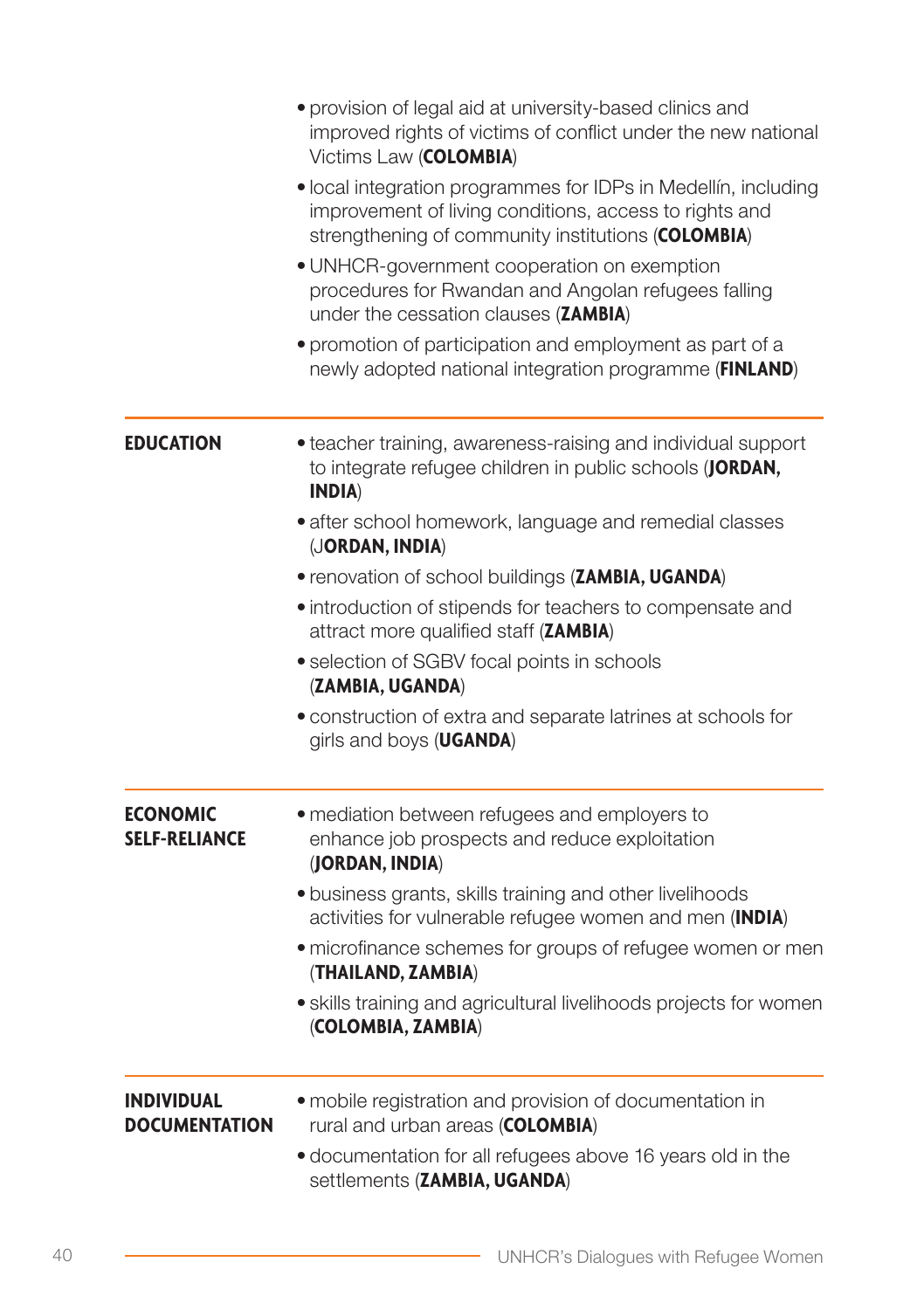- provision of legal aid at university-based clinics and improved rights of victims of conflict under the new national Victims Law (**COLOMBIA**)
- local integration programmes for IDPs in Medellín, including improvement of living conditions, access to rights and strengthening of community institutions (**COLOMBIA**)
- UNHCR-government cooperation on exemption procedures for Rwandan and Angolan refugees falling under the cessation clauses (**ZAMBIA**)
- promotion of participation and employment as part of a newly adopted national integration programme (**FINLAND**)

| | |
|---|---|
| **EDUCATION** | • teacher training, awareness-raising and individual support to integrate refugee children in public schools (**JORDAN, INDIA**)<br>• after school homework, language and remedial classes (**JORDAN, INDIA**)<br>• renovation of school buildings (**ZAMBIA, UGANDA**)<br>• introduction of stipends for teachers to compensate and attract more qualified staff (**ZAMBIA**)<br>• selection of SGBV focal points in schools (**ZAMBIA, UGANDA**)<br>• construction of extra and separate latrines at schools for girls and boys (**UGANDA**) |
| **ECONOMIC SELF-RELIANCE** | • mediation between refugees and employers to enhance job prospects and reduce exploitation (**JORDAN, INDIA**)<br>• business grants, skills training and other livelihoods activities for vulnerable refugee women and men (**INDIA**)<br>• microfinance schemes for groups of refugee women or men (**THAILAND, ZAMBIA**)<br>• skills training and agricultural livelihoods projects for women (**COLOMBIA, ZAMBIA**) |
| **INDIVIDUAL DOCUMENTATION** | • mobile registration and provision of documentation in rural and urban areas (**COLOMBIA**)<br>• documentation for all refugees above 16 years old in the settlements (**ZAMBIA, UGANDA**) |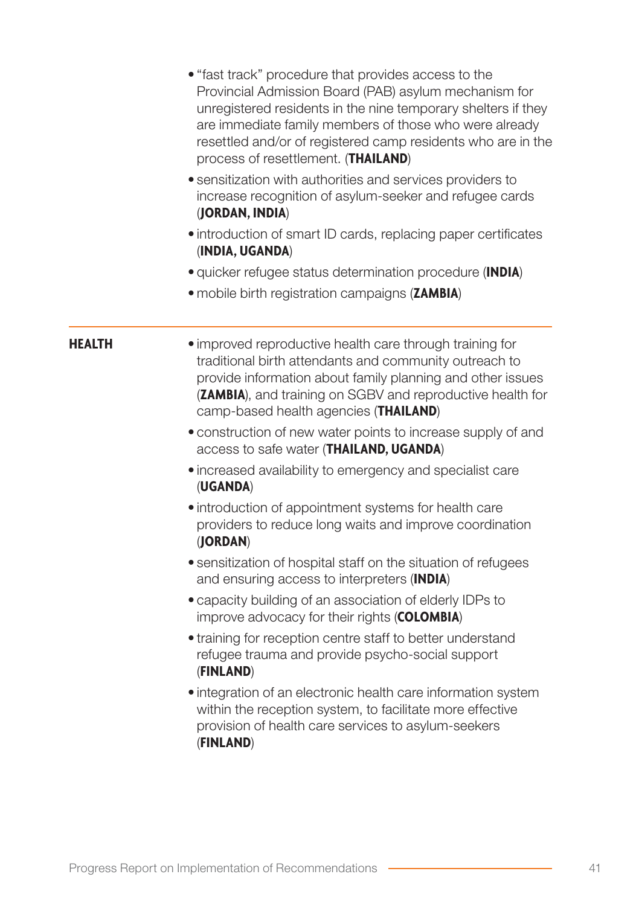- "fast track" procedure that provides access to the Provincial Admission Board (PAB) asylum mechanism for unregistered residents in the nine temporary shelters if they are immediate family members of those who were already resettled and/or of registered camp residents who are in the process of resettlement. (**THAILAND**)
- sensitization with authorities and services providers to increase recognition of asylum-seeker and refugee cards (**JORDAN, INDIA**)
- introduction of smart ID cards, replacing paper certificates (**INDIA, UGANDA**)
- quicker refugee status determination procedure (**INDIA**)
- mobile birth registration campaigns (**ZAMBIA**)

---

**HEALTH**

- improved reproductive health care through training for traditional birth attendants and community outreach to provide information about family planning and other issues (**ZAMBIA**), and training on SGBV and reproductive health for camp-based health agencies (**THAILAND**)
- construction of new water points to increase supply of and access to safe water (**THAILAND, UGANDA**)
- increased availability to emergency and specialist care (**UGANDA**)
- introduction of appointment systems for health care providers to reduce long waits and improve coordination (**JORDAN**)
- sensitization of hospital staff on the situation of refugees and ensuring access to interpreters (**INDIA**)
- capacity building of an association of elderly IDPs to improve advocacy for their rights (**COLOMBIA**)
- training for reception centre staff to better understand refugee trauma and provide psycho-social support (**FINLAND**)
- integration of an electronic health care information system within the reception system, to facilitate more effective provision of health care services to asylum-seekers (**FINLAND**)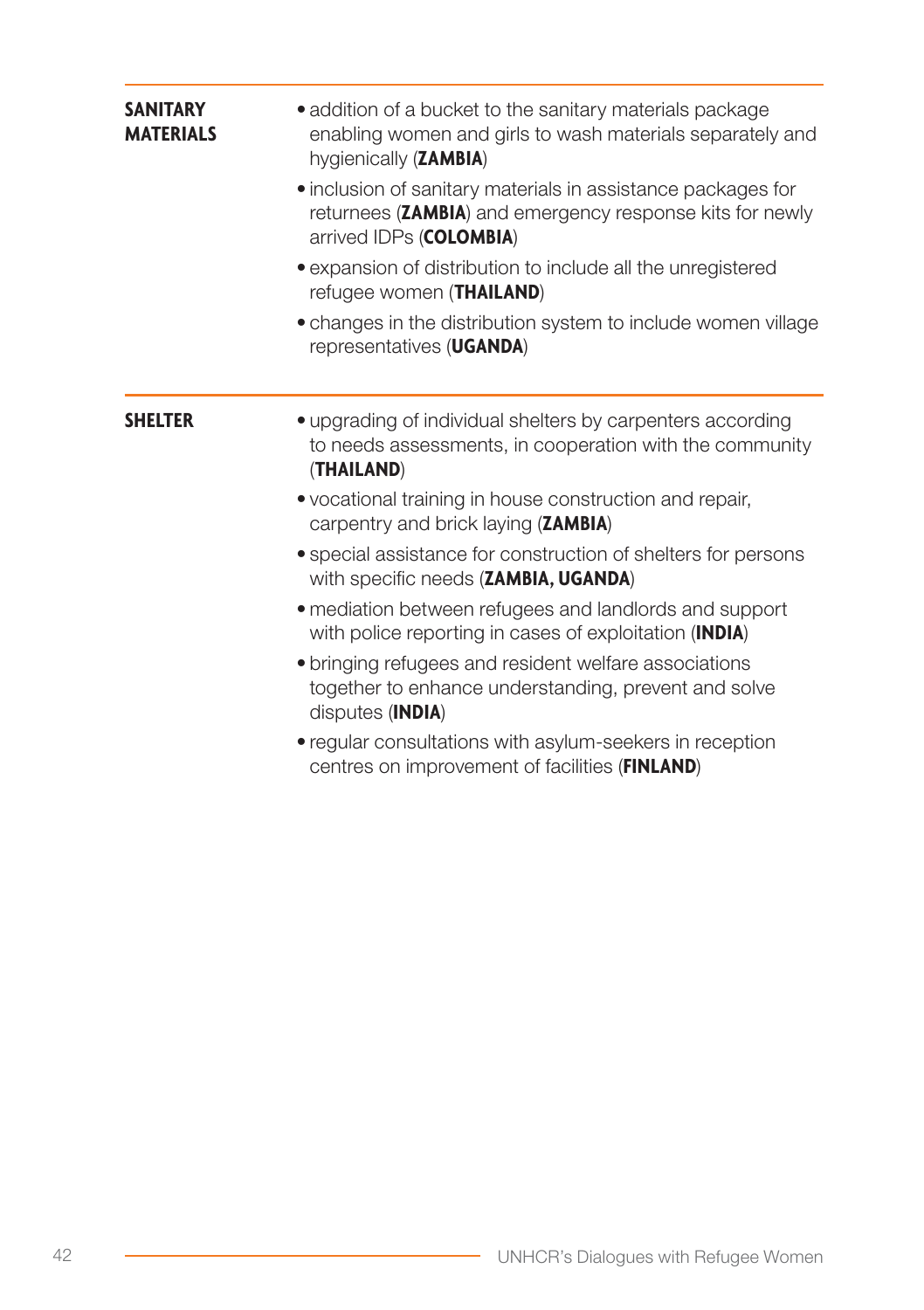| | |
|---|---|
| **SANITARY MATERIALS** | • addition of a bucket to the sanitary materials package enabling women and girls to wash materials separately and hygienically (**ZAMBIA**)<br>• inclusion of sanitary materials in assistance packages for returnees (**ZAMBIA**) and emergency response kits for newly arrived IDPs (**COLOMBIA**)<br>• expansion of distribution to include all the unregistered refugee women (**THAILAND**)<br>• changes in the distribution system to include women village representatives (**UGANDA**) |
| **SHELTER** | • upgrading of individual shelters by carpenters according to needs assessments, in cooperation with the community (**THAILAND**)<br>• vocational training in house construction and repair, carpentry and brick laying (**ZAMBIA**)<br>• special assistance for construction of shelters for persons with specific needs (**ZAMBIA, UGANDA**)<br>• mediation between refugees and landlords and support with police reporting in cases of exploitation (**INDIA**)<br>• bringing refugees and resident welfare associations together to enhance understanding, prevent and solve disputes (**INDIA**)<br>• regular consultations with asylum-seekers in reception centres on improvement of facilities (**FINLAND**) |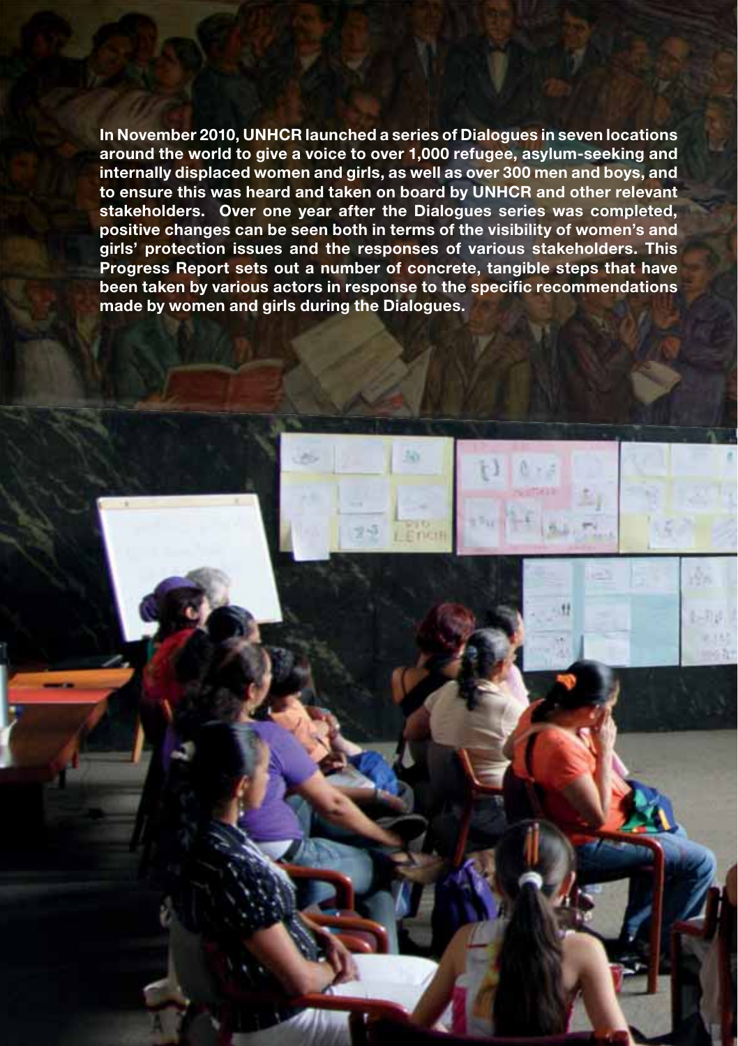**In November 2010, UNHCR launched a series of Dialogues in seven locations around the world to give a voice to over 1,000 refugee, asylum-seeking and internally displaced women and girls, as well as over 300 men and boys, and to ensure this was heard and taken on board by UNHCR and other relevant stakeholders. Over one year after the Dialogues series was completed, positive changes can be seen both in terms of the visibility of women's and girls' protection issues and the responses of various stakeholders. This Progress Report sets out a number of concrete, tangible steps that have been taken by various actors in response to the specific recommendations made by women and girls during the Dialogues.**